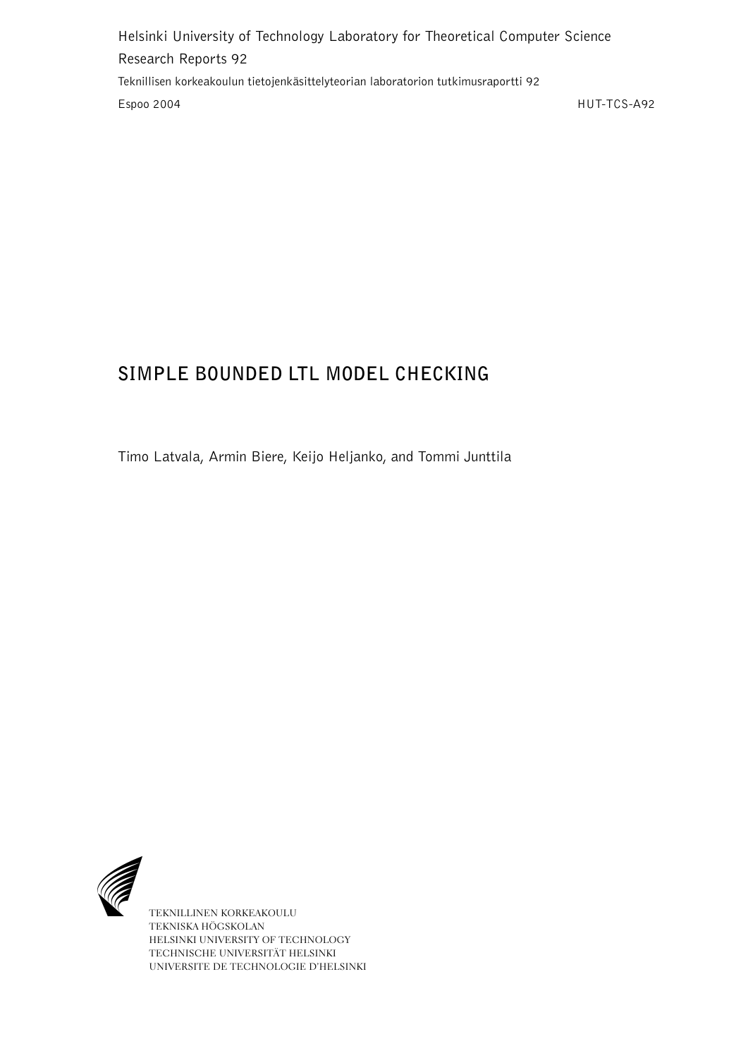Helsinki University of Technology Laboratory for Theoretical Computer Science

Research Reports 92

Teknillisen korkeakoulun tietojenkäsittelyteorian laboratorion tutkimusraportti 92

Espoo 2004 HUT-TCS-A92

# SIMPLE BOUNDED LTL MODEL CHECKING

Timo Latvala, Armin Biere, Keijo Heljanko, and Tommi Junttila

TEKNILLINEN KORKEAKOULU
TEKNISKA HÖGSKOLAN
HELSINKI UNIVERSITY OF TECHNOLOGY
TECHNISCHE UNIVERSITÄT HELSINKI
UNIVERSITE DE TECHNOLOGIE D'HELSINKI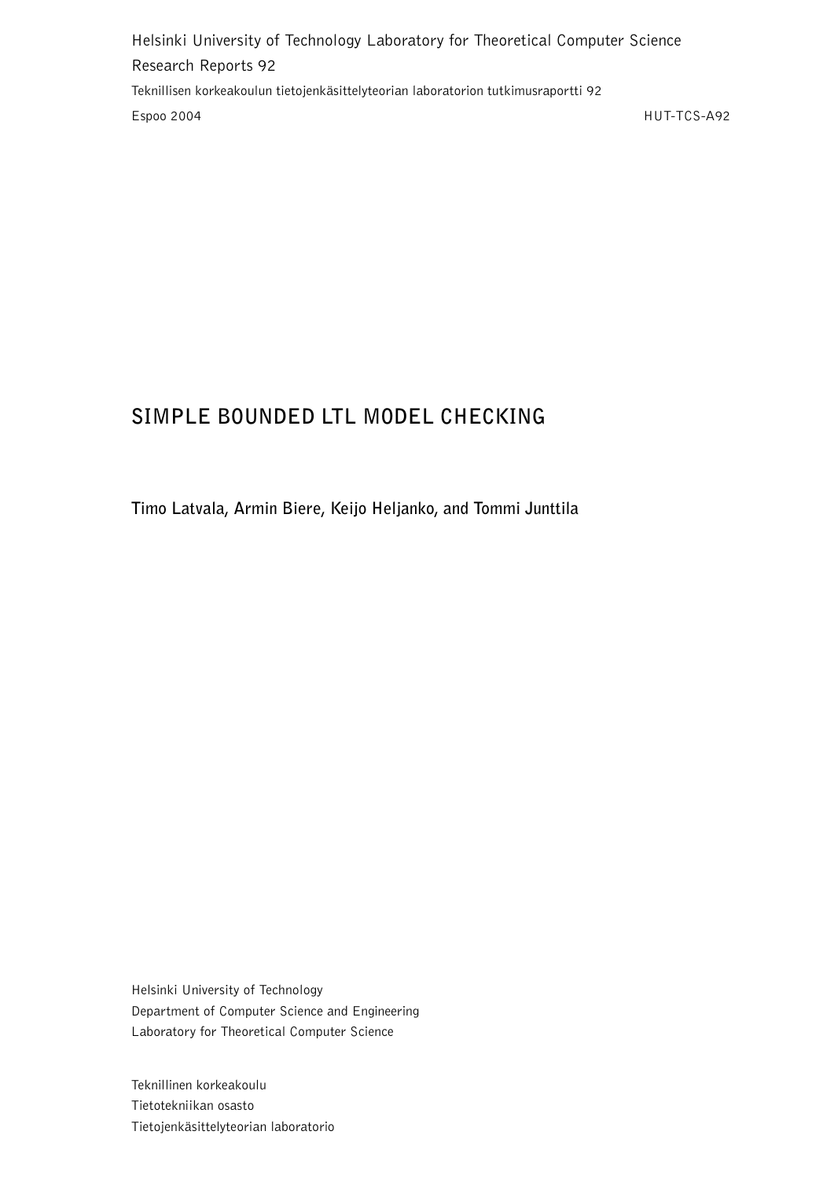Helsinki University of Technology Laboratory for Theoretical Computer Science

Research Reports 92

Teknillisen korkeakoulun tietojenkäsittelyteorian laboratorion tutkimusraportti 92

Espoo 2004 HUT-TCS-A92

# SIMPLE BOUNDED LTL MODEL CHECKING

**Timo Latvala, Armin Biere, Keijo Heljanko, and Tommi Junttila**

Helsinki University of Technology
Department of Computer Science and Engineering
Laboratory for Theoretical Computer Science

Teknillinen korkeakoulu
Tietotekniikan osasto
Tietojenkäsittelyteorian laboratorio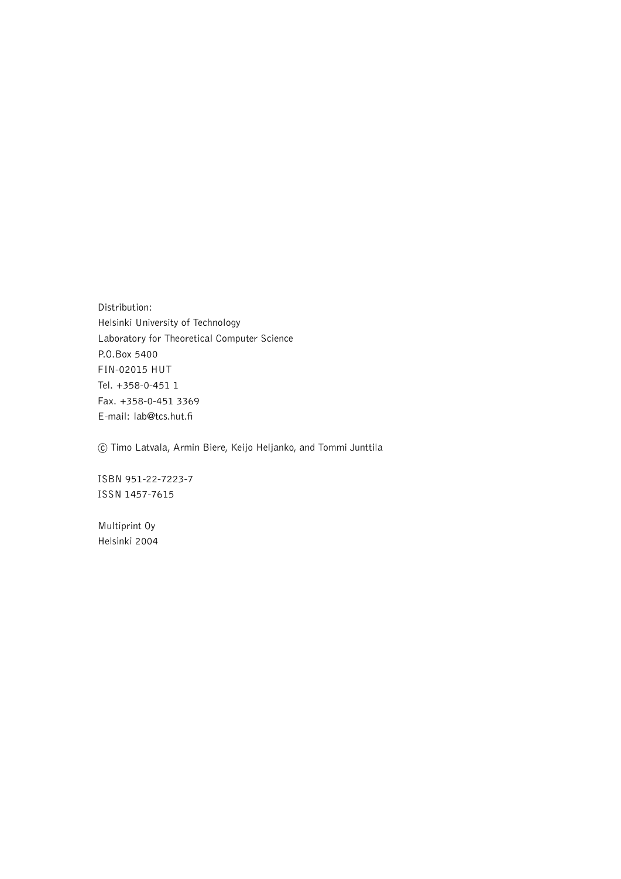Distribution:
Helsinki University of Technology
Laboratory for Theoretical Computer Science
P.O.Box 5400
FIN-02015 HUT
Tel. +358-0-451 1
Fax. +358-0-451 3369
E-mail: lab@tcs.hut.fi

© Timo Latvala, Armin Biere, Keijo Heljanko, and Tommi Junttila

ISBN 951-22-7223-7
ISSN 1457-7615

Multiprint Oy
Helsinki 2004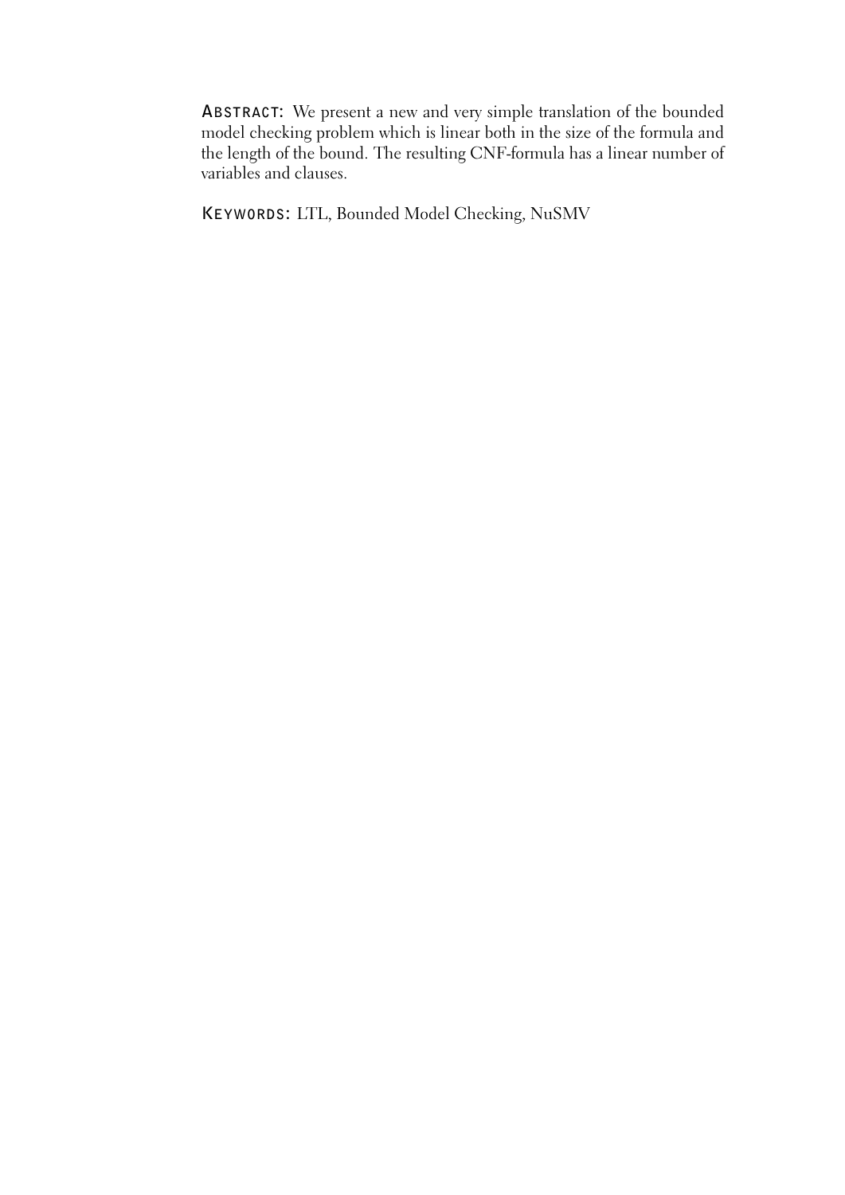**ABSTRACT:** We present a new and very simple translation of the bounded model checking problem which is linear both in the size of the formula and the length of the bound. The resulting CNF-formula has a linear number of variables and clauses.

**KEYWORDS:** LTL, Bounded Model Checking, NuSMV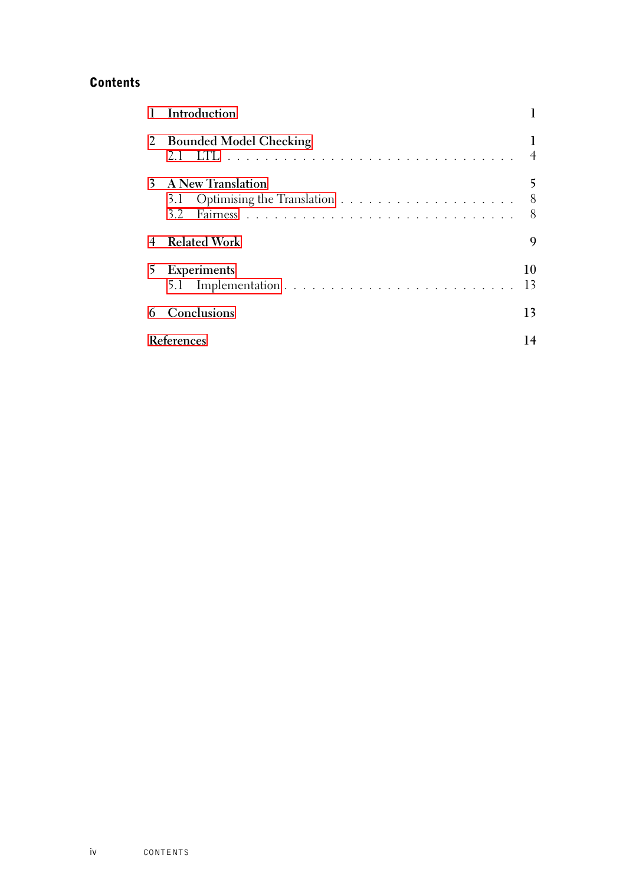# Contents

- 1 Introduction — 1
- 2 Bounded Model Checking — 1
  - 2.1 LTL — 4
- 3 A New Translation — 5
  - 3.1 Optimising the Translation — 8
  - 3.2 Fairness — 8
- 4 Related Work — 9
- 5 Experiments — 10
  - 5.1 Implementation — 13
- 6 Conclusions — 13
- References — 14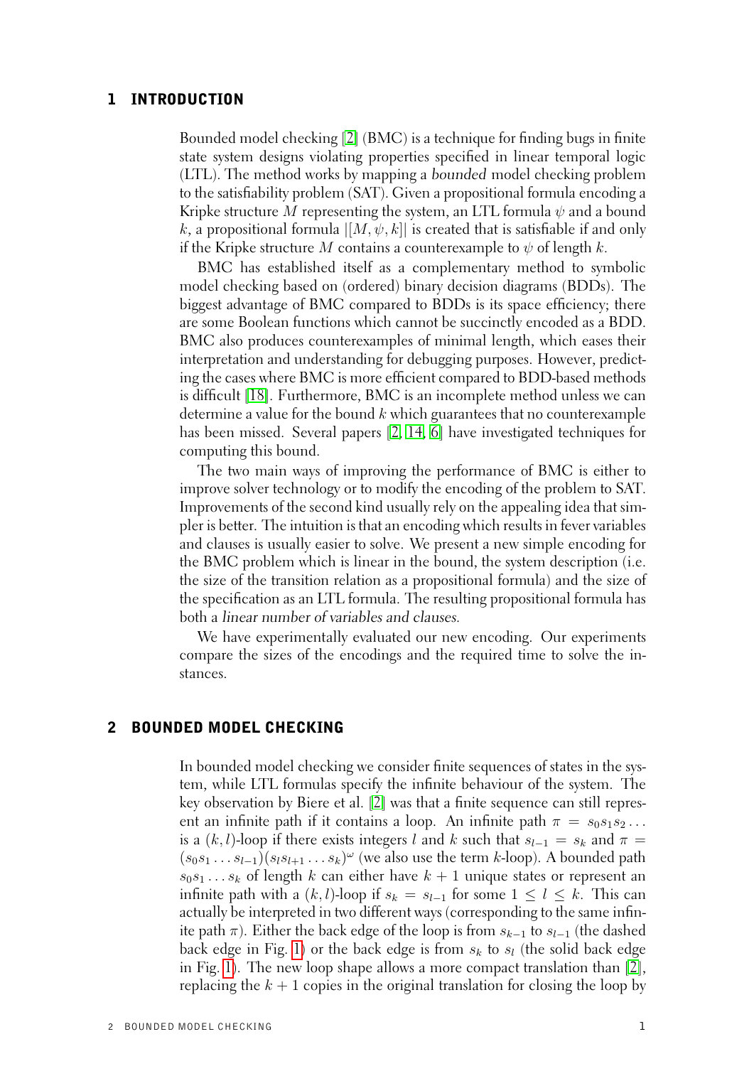## 1 INTRODUCTION

Bounded model checking [2] (BMC) is a technique for finding bugs in finite state system designs violating properties specified in linear temporal logic (LTL). The method works by mapping a *bounded* model checking problem to the satisfiability problem (SAT). Given a propositional formula encoding a Kripke structure $M$ representing the system, an LTL formula $\psi$ and a bound $k$, a propositional formula $|[M, \psi, k]|$ is created that is satisfiable if and only if the Kripke structure $M$ contains a counterexample to $\psi$ of length $k$.

BMC has established itself as a complementary method to symbolic model checking based on (ordered) binary decision diagrams (BDDs). The biggest advantage of BMC compared to BDDs is its space efficiency; there are some Boolean functions which cannot be succinctly encoded as a BDD. BMC also produces counterexamples of minimal length, which eases their interpretation and understanding for debugging purposes. However, predicting the cases where BMC is more efficient compared to BDD-based methods is difficult [18]. Furthermore, BMC is an incomplete method unless we can determine a value for the bound $k$ which guarantees that no counterexample has been missed. Several papers [2, 14, 6] have investigated techniques for computing this bound.

The two main ways of improving the performance of BMC is either to improve solver technology or to modify the encoding of the problem to SAT. Improvements of the second kind usually rely on the appealing idea that simpler is better. The intuition is that an encoding which results in fever variables and clauses is usually easier to solve. We present a new simple encoding for the BMC problem which is linear in the bound, the system description (i.e. the size of the transition relation as a propositional formula) and the size of the specification as an LTL formula. The resulting propositional formula has both a *linear number of variables and clauses*.

We have experimentally evaluated our new encoding. Our experiments compare the sizes of the encodings and the required time to solve the instances.

## 2 BOUNDED MODEL CHECKING

In bounded model checking we consider finite sequences of states in the system, while LTL formulas specify the infinite behaviour of the system. The key observation by Biere et al. [2] was that a finite sequence can still represent an infinite path if it contains a loop. An infinite path $\pi = s_0 s_1 s_2 \ldots$ is a $(k, l)$-loop if there exists integers $l$ and $k$ such that $s_{l-1} = s_k$ and $\pi = (s_0 s_1 \ldots s_{l-1})(s_l s_{l+1} \ldots s_k)^\omega$ (we also use the term $k$-loop). A bounded path $s_0 s_1 \ldots s_k$ of length $k$ can either have $k+1$ unique states or represent an infinite path with a $(k, l)$-loop if $s_k = s_{l-1}$ for some $1 \leq l \leq k$. This can actually be interpreted in two different ways (corresponding to the same infinite path $\pi$). Either the back edge of the loop is from $s_{k-1}$ to $s_{l-1}$ (the dashed back edge in Fig. 1) or the back edge is from $s_k$ to $s_l$ (the solid back edge in Fig. 1). The new loop shape allows a more compact translation than [2], replacing the $k+1$ copies in the original translation for closing the loop by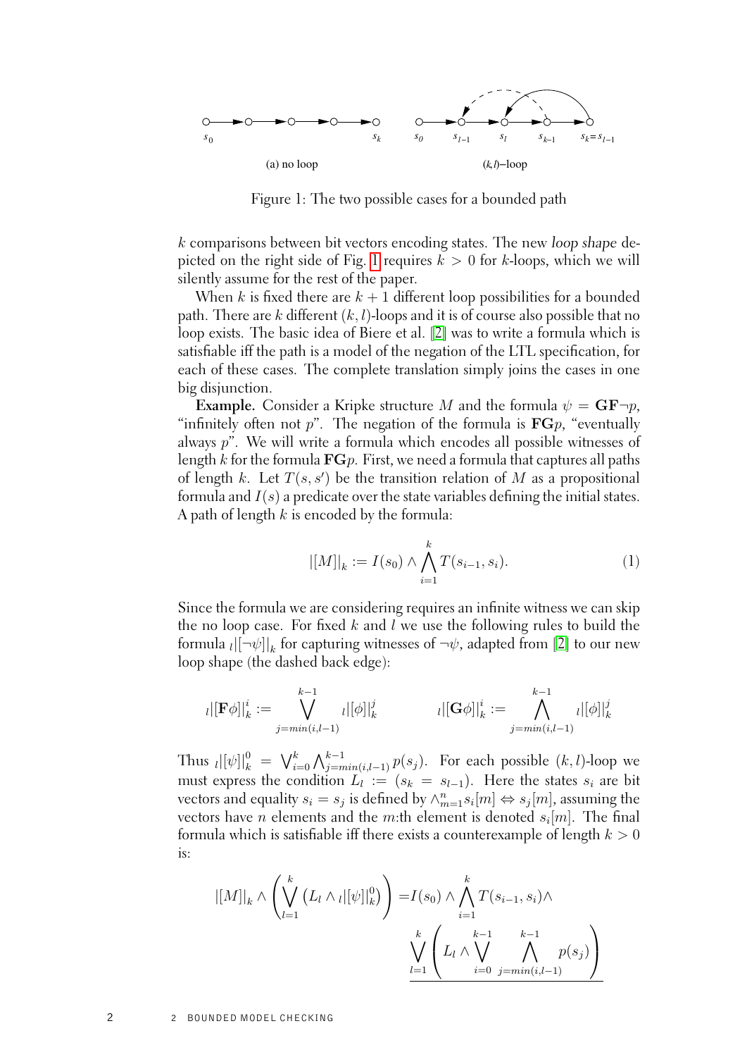Figure 1: The two possible cases for a bounded path

$k$ comparisons between bit vectors encoding states. The new *loop shape* depicted on the right side of Fig. 1 requires $k > 0$ for $k$-loops, which we will silently assume for the rest of the paper.

When $k$ is fixed there are $k + 1$ different loop possibilities for a bounded path. There are $k$ different $(k, l)$-loops and it is of course also possible that no loop exists. The basic idea of Biere et al. [2] was to write a formula which is satisfiable iff the path is a model of the negation of the LTL specification, for each of these cases. The complete translation simply joins the cases in one big disjunction.

**Example.** Consider a Kripke structure $M$ and the formula $\psi = \mathbf{GF}\neg p$, "infinitely often not $p$". The negation of the formula is $\mathbf{FG}p$, "eventually always $p$". We will write a formula which encodes all possible witnesses of length $k$ for the formula $\mathbf{FG}p$. First, we need a formula that captures all paths of length $k$. Let $T(s, s')$ be the transition relation of $M$ as a propositional formula and $I(s)$ a predicate over the state variables defining the initial states. A path of length $k$ is encoded by the formula:

$$|[M]|_k := I(s_0) \wedge \bigwedge_{i=1}^{k} T(s_{i-1}, s_i). \tag{1}$$

Since the formula we are considering requires an infinite witness we can skip the no loop case. For fixed $k$ and $l$ we use the following rules to build the formula ${}_l|[\neg\psi]|_k$ for capturing witnesses of $\neg\psi$, adapted from [2] to our new loop shape (the dashed back edge):

$${}_l|[\mathbf{F}\phi]|_k^i := \bigvee_{j=min(i,l-1)}^{k-1} {}_l|[\phi]|_k^j \qquad\qquad {}_l|[\mathbf{G}\phi]|_k^i := \bigwedge_{j=min(i,l-1)}^{k-1} {}_l|[\phi]|_k^j$$

Thus ${}_l|[\psi]|_k^0 = \bigvee_{i=0}^{k} \bigwedge_{j=min(i,l-1)}^{k-1} p(s_j)$. For each possible $(k, l)$-loop we must express the condition $L_l := (s_k = s_{l-1})$. Here the states $s_i$ are bit vectors and equality $s_i = s_j$ is defined by $\wedge_{m=1}^{n} s_i[m] \Leftrightarrow s_j[m]$, assuming the vectors have $n$ elements and the $m$:th element is denoted $s_i[m]$. The final formula which is satisfiable iff there exists a counterexample of length $k > 0$ is:

$$|[M]|_k \wedge \left( \bigvee_{l=1}^{k} \left( L_l \wedge {}_l|[\psi]|_k^0 \right) \right) = I(s_0) \wedge \bigwedge_{i=1}^{k} T(s_{i-1}, s_i) \wedge \underline{\bigvee_{l=1}^{k} \left( L_l \wedge \bigvee_{i=0}^{k-1} \bigwedge_{j=min(i,l-1)}^{k-1} p(s_j) \right)}$$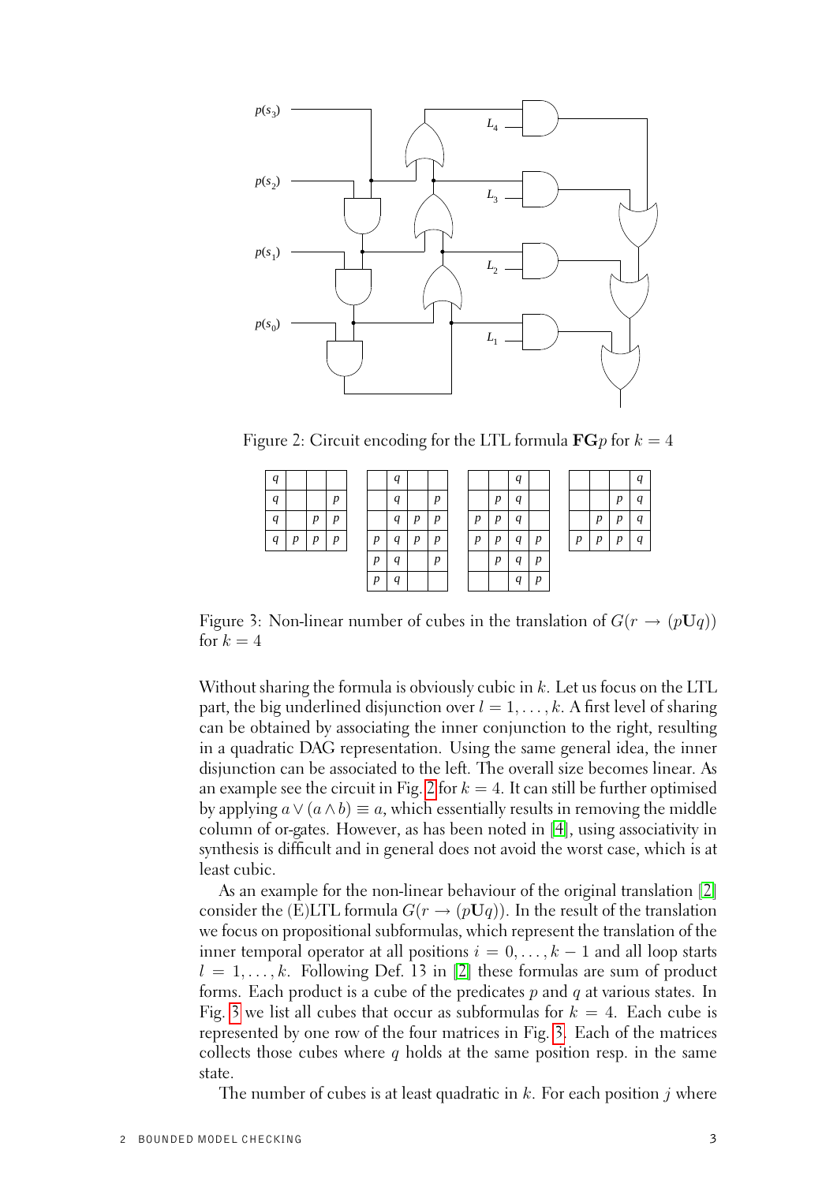Figure 2: Circuit encoding for the LTL formula $\mathbf{FG}p$ for $k = 4$

| q | | | |
|---|---|---|---|
| q | | | p |
| q | | p | p |
| q | p | p | p |

| | q | | |
|---|---|---|---|
| | q | | p |
| | q | p | p |
| p | q | p | p |
| p | q | | p |
| p | q | | |

| | | q | |
|---|---|---|---|
| | p | q | |
| p | p | q | |
| p | p | q | p |
| | p | q | p |
| | | q | p |

| | | | q |
|---|---|---|---|
| | | p | q |
| | p | p | q |
| p | p | p | q |

Figure 3: Non-linear number of cubes in the translation of $G(r \rightarrow (p\mathbf{U}q))$ for $k = 4$

Without sharing the formula is obviously cubic in $k$. Let us focus on the LTL part, the big underlined disjunction over $l = 1, \ldots, k$. A first level of sharing can be obtained by associating the inner conjunction to the right, resulting in a quadratic DAG representation. Using the same general idea, the inner disjunction can be associated to the left. The overall size becomes linear. As an example see the circuit in Fig. 2 for $k = 4$. It can still be further optimised by applying $a \vee (a \wedge b) \equiv a$, which essentially results in removing the middle column of or-gates. However, as has been noted in [4], using associativity in synthesis is difficult and in general does not avoid the worst case, which is at least cubic.

As an example for the non-linear behaviour of the original translation [2] consider the (E)LTL formula $G(r \rightarrow (p\mathbf{U}q))$. In the result of the translation we focus on propositional subformulas, which represent the translation of the inner temporal operator at all positions $i = 0, \ldots, k-1$ and all loop starts $l = 1, \ldots, k$. Following Def. 13 in [2] these formulas are sum of product forms. Each product is a cube of the predicates $p$ and $q$ at various states. In Fig. 3 we list all cubes that occur as subformulas for $k = 4$. Each cube is represented by one row of the four matrices in Fig. 3. Each of the matrices collects those cubes where $q$ holds at the same position resp. in the same state.

The number of cubes is at least quadratic in $k$. For each position $j$ where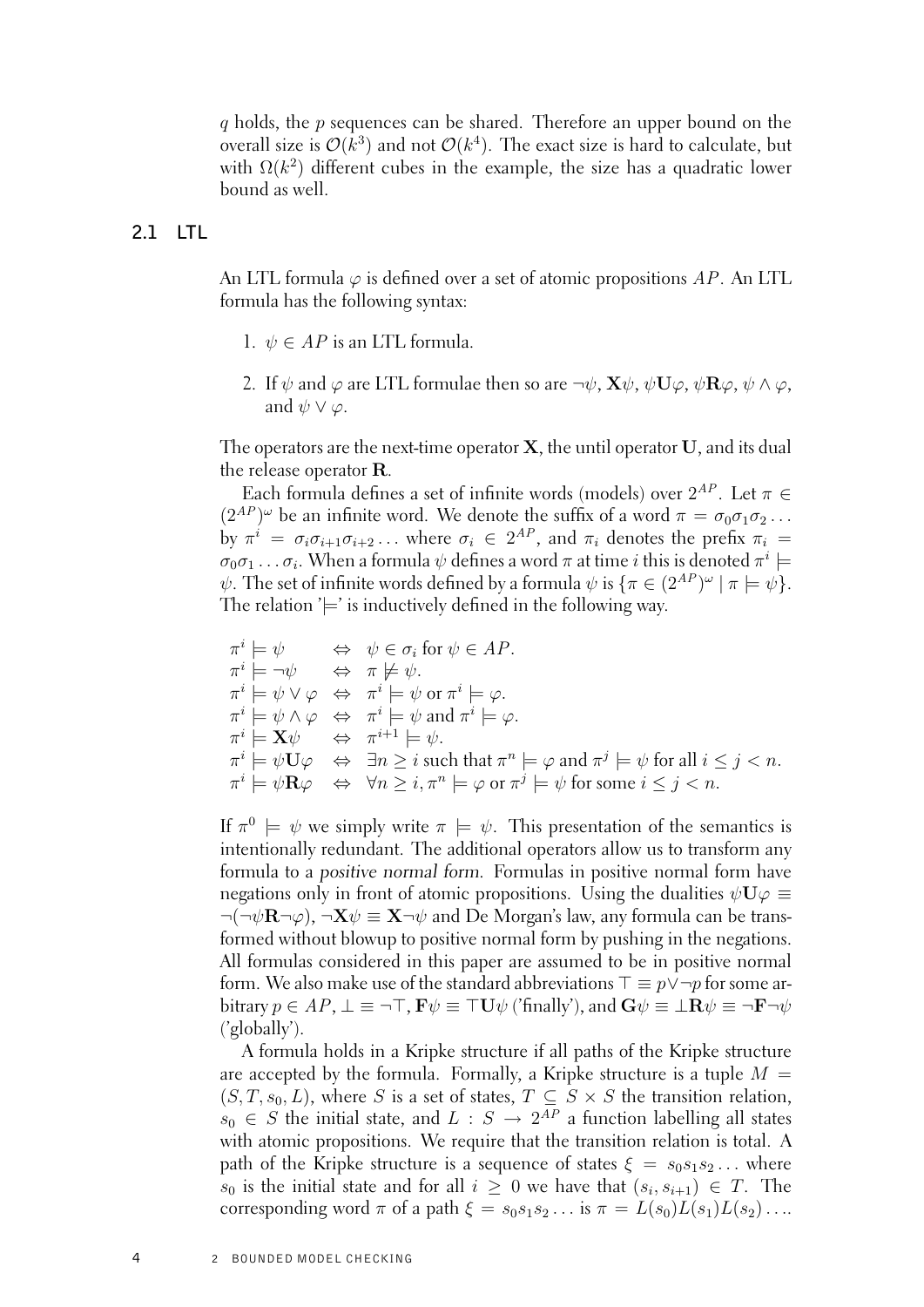$q$ holds, the $p$ sequences can be shared. Therefore an upper bound on the overall size is $\mathcal{O}(k^3)$ and not $\mathcal{O}(k^4)$. The exact size is hard to calculate, but with $\Omega(k^2)$ different cubes in the example, the size has a quadratic lower bound as well.

## 2.1 LTL

An LTL formula $\varphi$ is defined over a set of atomic propositions $AP$. An LTL formula has the following syntax:

1. $\psi \in AP$ is an LTL formula.
2. If $\psi$ and $\varphi$ are LTL formulae then so are $\neg\psi$, $\mathbf{X}\psi$, $\psi\mathbf{U}\varphi$, $\psi\mathbf{R}\varphi$, $\psi \wedge \varphi$, and $\psi \vee \varphi$.

The operators are the next-time operator $\mathbf{X}$, the until operator $\mathbf{U}$, and its dual the release operator $\mathbf{R}$.

Each formula defines a set of infinite words (models) over $2^{AP}$. Let $\pi \in (2^{AP})^\omega$ be an infinite word. We denote the suffix of a word $\pi = \sigma_0\sigma_1\sigma_2\ldots$ by $\pi^i = \sigma_i\sigma_{i+1}\sigma_{i+2}\ldots$ where $\sigma_i \in 2^{AP}$, and $\pi_i$ denotes the prefix $\pi_i = \sigma_0\sigma_1\ldots\sigma_i$. When a formula $\psi$ defines a word $\pi$ at time $i$ this is denoted $\pi^i \models \psi$. The set of infinite words defined by a formula $\psi$ is $\{\pi \in (2^{AP})^\omega \mid \pi \models \psi\}$. The relation '$\models$' is inductively defined in the following way.

$$
\begin{array}{lll}
\pi^i \models \psi & \Leftrightarrow & \psi \in \sigma_i \text{ for } \psi \in AP. \\
\pi^i \models \neg\psi & \Leftrightarrow & \pi \not\models \psi. \\
\pi^i \models \psi \vee \varphi & \Leftrightarrow & \pi^i \models \psi \text{ or } \pi^i \models \varphi. \\
\pi^i \models \psi \wedge \varphi & \Leftrightarrow & \pi^i \models \psi \text{ and } \pi^i \models \varphi. \\
\pi^i \models \mathbf{X}\psi & \Leftrightarrow & \pi^{i+1} \models \psi. \\
\pi^i \models \psi\mathbf{U}\varphi & \Leftrightarrow & \exists n \geq i \text{ such that } \pi^n \models \varphi \text{ and } \pi^j \models \psi \text{ for all } i \leq j < n. \\
\pi^i \models \psi\mathbf{R}\varphi & \Leftrightarrow & \forall n \geq i, \pi^n \models \varphi \text{ or } \pi^j \models \psi \text{ for some } i \leq j < n.
\end{array}
$$

If $\pi^0 \models \psi$ we simply write $\pi \models \psi$. This presentation of the semantics is intentionally redundant. The additional operators allow us to transform any formula to a *positive normal form*. Formulas in positive normal form have negations only in front of atomic propositions. Using the dualities $\psi\mathbf{U}\varphi \equiv \neg(\neg\psi\mathbf{R}\neg\varphi)$, $\neg\mathbf{X}\psi \equiv \mathbf{X}\neg\psi$ and De Morgan's law, any formula can be transformed without blowup to positive normal form by pushing in the negations. All formulas considered in this paper are assumed to be in positive normal form. We also make use of the standard abbreviations $\top \equiv p \vee \neg p$ for some arbitrary $p \in AP$, $\bot \equiv \neg\top$, $\mathbf{F}\psi \equiv \top\mathbf{U}\psi$ ('finally'), and $\mathbf{G}\psi \equiv \bot\mathbf{R}\psi \equiv \neg\mathbf{F}\neg\psi$ ('globally').

A formula holds in a Kripke structure if all paths of the Kripke structure are accepted by the formula. Formally, a Kripke structure is a tuple $M = (S, T, s_0, L)$, where $S$ is a set of states, $T \subseteq S \times S$ the transition relation, $s_0 \in S$ the initial state, and $L : S \rightarrow 2^{AP}$ a function labelling all states with atomic propositions. We require that the transition relation is total. A path of the Kripke structure is a sequence of states $\xi = s_0s_1s_2\ldots$ where $s_0$ is the initial state and for all $i \geq 0$ we have that $(s_i, s_{i+1}) \in T$. The corresponding word $\pi$ of a path $\xi = s_0s_1s_2\ldots$ is $\pi = L(s_0)L(s_1)L(s_2)\ldots$.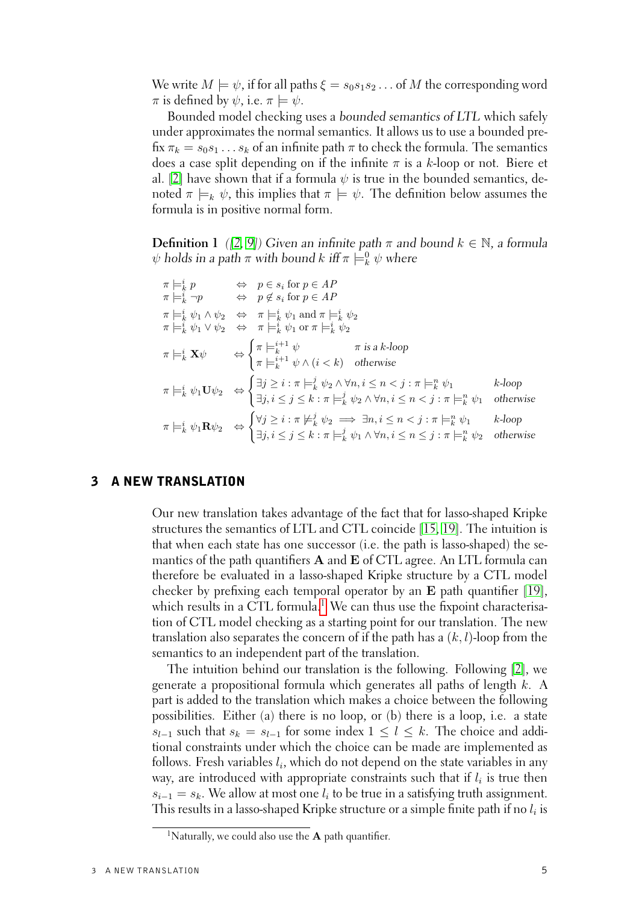We write $M \models \psi$, if for all paths $\xi = s_0 s_1 s_2 \ldots$ of $M$ the corresponding word $\pi$ is defined by $\psi$, i.e. $\pi \models \psi$.

Bounded model checking uses a *bounded semantics of LTL* which safely under approximates the normal semantics. It allows us to use a bounded prefix $\pi_k = s_0 s_1 \ldots s_k$ of an infinite path $\pi$ to check the formula. The semantics does a case split depending on if the infinite $\pi$ is a $k$-loop or not. Biere et al. [2] have shown that if a formula $\psi$ is true in the bounded semantics, denoted $\pi \models_k \psi$, this implies that $\pi \models \psi$. The definition below assumes the formula is in positive normal form.

**Definition 1** *([2, 9]) Given an infinite path $\pi$ and bound $k \in \mathbb{N}$, a formula $\psi$ holds in a path $\pi$ with bound $k$ iff $\pi \models_k^0 \psi$ where*

$$
\begin{array}{lll}
\pi \models_k^i p & \Leftrightarrow & p \in s_i \text{ for } p \in AP \\
\pi \models_k^i \neg p & \Leftrightarrow & p \notin s_i \text{ for } p \in AP \\
\pi \models_k^i \psi_1 \wedge \psi_2 & \Leftrightarrow & \pi \models_k^i \psi_1 \text{ and } \pi \models_k^i \psi_2 \\
\pi \models_k^i \psi_1 \vee \psi_2 & \Leftrightarrow & \pi \models_k^i \psi_1 \text{ or } \pi \models_k^i \psi_2 \\
\pi \models_k^i \mathbf{X}\psi & \Leftrightarrow & \begin{cases} \pi \models_k^{i+1} \psi & \pi \textit{ is a } k\textit{-loop} \\ \pi \models_k^{i+1} \psi \wedge (i < k) & \textit{otherwise} \end{cases} \\
\pi \models_k^i \psi_1 \mathbf{U} \psi_2 & \Leftrightarrow & \begin{cases} \exists j \geq i : \pi \models_k^j \psi_2 \wedge \forall n, i \leq n < j : \pi \models_k^n \psi_1 & k\textit{-loop} \\ \exists j, i \leq j \leq k : \pi \models_k^j \psi_2 \wedge \forall n, i \leq n < j : \pi \models_k^n \psi_1 & \textit{otherwise} \end{cases} \\
\pi \models_k^i \psi_1 \mathbf{R} \psi_2 & \Leftrightarrow & \begin{cases} \forall j \geq i : \pi \not\models_k^j \psi_2 \implies \exists n, i \leq n < j : \pi \models_k^n \psi_1 & k\textit{-loop} \\ \exists j, i \leq j \leq k : \pi \models_k^j \psi_1 \wedge \forall n, i \leq n \leq j : \pi \models_k^n \psi_2 & \textit{otherwise} \end{cases}
\end{array}
$$

## 3 A NEW TRANSLATION

Our new translation takes advantage of the fact that for lasso-shaped Kripke structures the semantics of LTL and CTL coincide [15, 19]. The intuition is that when each state has one successor (i.e. the path is lasso-shaped) the semantics of the path quantifiers $\mathbf{A}$ and $\mathbf{E}$ of CTL agree. An LTL formula can therefore be evaluated in a lasso-shaped Kripke structure by a CTL model checker by prefixing each temporal operator by an $\mathbf{E}$ path quantifier [19], which results in a CTL formula.[1] We can thus use the fixpoint characterisation of CTL model checking as a starting point for our translation. The new translation also separates the concern of if the path has a $(k, l)$-loop from the semantics to an independent part of the translation.

The intuition behind our translation is the following. Following [2], we generate a propositional formula which generates all paths of length $k$. A part is added to the translation which makes a choice between the following possibilities. Either (a) there is no loop, or (b) there is a loop, i.e. a state $s_{l-1}$ such that $s_k = s_{l-1}$ for some index $1 \leq l \leq k$. The choice and additional constraints under which the choice can be made are implemented as follows. Fresh variables $l_i$, which do not depend on the state variables in any way, are introduced with appropriate constraints such that if $l_i$ is true then $s_{i-1} = s_k$. We allow at most one $l_i$ to be true in a satisfying truth assignment. This results in a lasso-shaped Kripke structure or a simple finite path if no $l_i$ is

[1] Naturally, we could also use the $\mathbf{A}$ path quantifier.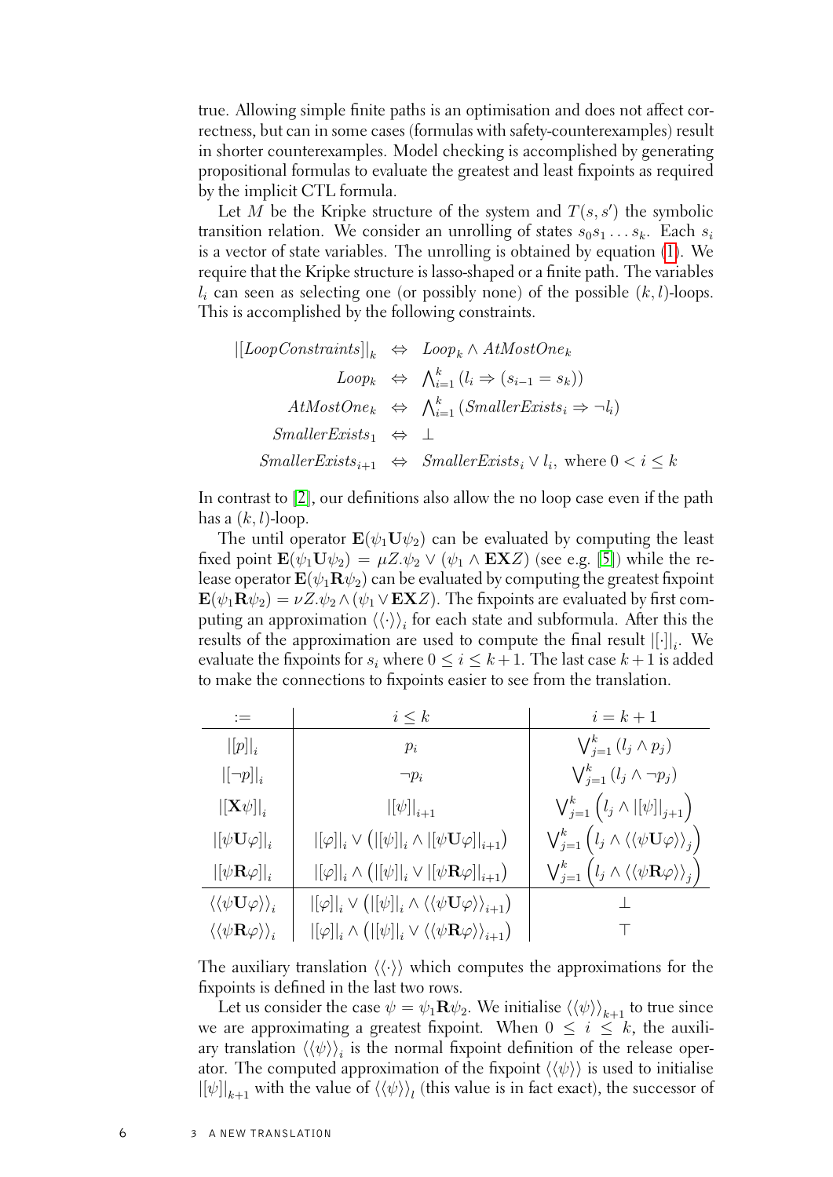true. Allowing simple finite paths is an optimisation and does not affect correctness, but can in some cases (formulas with safety-counterexamples) result in shorter counterexamples. Model checking is accomplished by generating propositional formulas to evaluate the greatest and least fixpoints as required by the implicit CTL formula.

Let $M$ be the Kripke structure of the system and $T(s, s')$ the symbolic transition relation. We consider an unrolling of states $s_0 s_1 \ldots s_k$. Each $s_i$ is a vector of state variables. The unrolling is obtained by equation (1). We require that the Kripke structure is lasso-shaped or a finite path. The variables $l_i$ can seen as selecting one (or possibly none) of the possible $(k, l)$-loops. This is accomplished by the following constraints.

$$
\begin{aligned}
|[\mathit{LoopConstraints}]|_k &\Leftrightarrow \mathit{Loop}_k \wedge \mathit{AtMostOne}_k \\
\mathit{Loop}_k &\Leftrightarrow \textstyle\bigwedge_{i=1}^{k} (l_i \Rightarrow (s_{i-1} = s_k)) \\
\mathit{AtMostOne}_k &\Leftrightarrow \textstyle\bigwedge_{i=1}^{k} (\mathit{SmallerExists}_i \Rightarrow \neg l_i) \\
\mathit{SmallerExists}_1 &\Leftrightarrow \bot \\
\mathit{SmallerExists}_{i+1} &\Leftrightarrow \mathit{SmallerExists}_i \vee l_i, \text{ where } 0 < i \leq k
\end{aligned}
$$

In contrast to [2], our definitions also allow the no loop case even if the path has a $(k, l)$-loop.

The until operator $\mathbf{E}(\psi_1 \mathbf{U} \psi_2)$ can be evaluated by computing the least fixed point $\mathbf{E}(\psi_1 \mathbf{U} \psi_2) = \mu Z.\psi_2 \vee (\psi_1 \wedge \mathbf{EX} Z)$ (see e.g. [5]) while the release operator $\mathbf{E}(\psi_1 \mathbf{R} \psi_2)$ can be evaluated by computing the greatest fixpoint $\mathbf{E}(\psi_1 \mathbf{R} \psi_2) = \nu Z.\psi_2 \wedge (\psi_1 \vee \mathbf{EX} Z)$. The fixpoints are evaluated by first computing an approximation $\langle\langle \cdot \rangle\rangle_i$ for each state and subformula. After this the results of the approximation are used to compute the final result $|[\cdot]|_i$. We evaluate the fixpoints for $s_i$ where $0 \leq i \leq k+1$. The last case $k+1$ is added to make the connections to fixpoints easier to see from the translation.

| $:=$ | $i \leq k$ | $i = k+1$ |
|---|---|---|
| $\vert[p]\vert_i$ | $p_i$ | $\bigvee_{j=1}^{k} (l_j \wedge p_j)$ |
| $\vert[\neg p]\vert_i$ | $\neg p_i$ | $\bigvee_{j=1}^{k} (l_j \wedge \neg p_j)$ |
| $\vert[\mathbf{X}\psi]\vert_i$ | $\vert[\psi]\vert_{i+1}$ | $\bigvee_{j=1}^{k} \left(l_j \wedge \vert[\psi]\vert_{j+1}\right)$ |
| $\vert[\psi \mathbf{U} \varphi]\vert_i$ | $\vert[\varphi]\vert_i \vee \left(\vert[\psi]\vert_i \wedge \vert[\psi \mathbf{U} \varphi]\vert_{i+1}\right)$ | $\bigvee_{j=1}^{k} \left(l_j \wedge \langle\langle \psi \mathbf{U} \varphi \rangle\rangle_j\right)$ |
| $\vert[\psi \mathbf{R} \varphi]\vert_i$ | $\vert[\varphi]\vert_i \wedge \left(\vert[\psi]\vert_i \vee \vert[\psi \mathbf{R} \varphi]\vert_{i+1}\right)$ | $\bigvee_{j=1}^{k} \left(l_j \wedge \langle\langle \psi \mathbf{R} \varphi \rangle\rangle_j\right)$ |
| $\langle\langle \psi \mathbf{U} \varphi \rangle\rangle_i$ | $\vert[\varphi]\vert_i \vee \left(\vert[\psi]\vert_i \wedge \langle\langle \psi \mathbf{U} \varphi \rangle\rangle_{i+1}\right)$ | $\bot$ |
| $\langle\langle \psi \mathbf{R} \varphi \rangle\rangle_i$ | $\vert[\varphi]\vert_i \wedge \left(\vert[\psi]\vert_i \vee \langle\langle \psi \mathbf{R} \varphi \rangle\rangle_{i+1}\right)$ | $\top$ |

The auxiliary translation $\langle\langle \cdot \rangle\rangle$ which computes the approximations for the fixpoints is defined in the last two rows.

Let us consider the case $\psi = \psi_1 \mathbf{R} \psi_2$. We initialise $\langle\langle \psi \rangle\rangle_{k+1}$ to true since we are approximating a greatest fixpoint. When $0 \leq i \leq k$, the auxiliary translation $\langle\langle \psi \rangle\rangle_i$ is the normal fixpoint definition of the release operator. The computed approximation of the fixpoint $\langle\langle \psi \rangle\rangle$ is used to initialise $|[\psi]|_{k+1}$ with the value of $\langle\langle \psi \rangle\rangle_l$ (this value is in fact exact), the successor of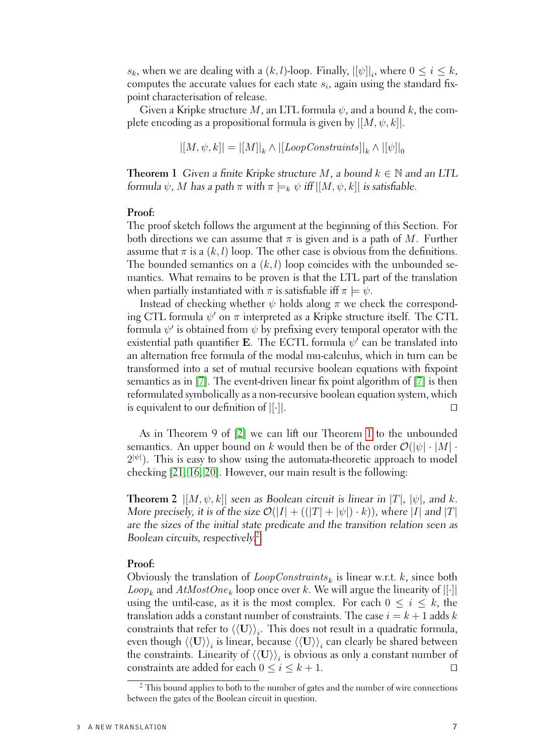$s_k$, when we are dealing with a $(k,l)$-loop. Finally, $|[\psi]|_i$, where $0 \le i \le k$, computes the accurate values for each state $s_i$, again using the standard fixpoint characterisation of release.

Given a Kripke structure $M$, an LTL formula $\psi$, and a bound $k$, the complete encoding as a propositional formula is given by $|[M, \psi, k]|$.

$$|[M, \psi, k]| = |[M]|_k \wedge |[LoopConstraints]|_k \wedge |[\psi]|_0$$

**Theorem 1** *Given a finite Kripke structure $M$, a bound $k \in \mathbb{N}$ and an LTL formula $\psi$, $M$ has a path $\pi$ with $\pi \models_k \psi$ iff $|[M, \psi, k]|$ is satisfiable.*

**Proof:**
The proof sketch follows the argument at the beginning of this Section. For both directions we can assume that $\pi$ is given and is a path of $M$. Further assume that $\pi$ is a $(k,l)$ loop. The other case is obvious from the definitions. The bounded semantics on a $(k,l)$ loop coincides with the unbounded semantics. What remains to be proven is that the LTL part of the translation when partially instantiated with $\pi$ is satisfiable iff $\pi \models \psi$.

Instead of checking whether $\psi$ holds along $\pi$ we check the corresponding CTL formula $\psi'$ on $\pi$ interpreted as a Kripke structure itself. The CTL formula $\psi'$ is obtained from $\psi$ by prefixing every temporal operator with the existential path quantifier $\mathbf{E}$. The ECTL formula $\psi'$ can be translated into an alternation free formula of the modal mu-calculus, which in turn can be transformed into a set of mutual recursive boolean equations with fixpoint semantics as in [7]. The event-driven linear fix point algorithm of [7] is then reformulated symbolically as a non-recursive boolean equation system, which is equivalent to our definition of $|[\cdot]|$. □

As in Theorem 9 of [2] we can lift our Theorem 1 to the unbounded semantics. An upper bound on $k$ would then be of the order $\mathcal{O}(|\psi| \cdot |M| \cdot 2^{|\psi|})$. This is easy to show using the automata-theoretic approach to model checking [21, 16, 20]. However, our main result is the following:

**Theorem 2** *$|[M, \psi, k]|$ seen as Boolean circuit is linear in $|T|$, $|\psi|$, and $k$. More precisely, it is of the size $\mathcal{O}(|I| + ((|T| + |\psi|) \cdot k))$, where $|I|$ and $|T|$ are the sizes of the initial state predicate and the transition relation seen as Boolean circuits, respectively.*[2]

**Proof:**
Obviously the translation of $LoopConstraints_k$ is linear w.r.t. $k$, since both $Loop_k$ and $AtMostOne_k$ loop once over $k$. We will argue the linearity of $|[\cdot]|$ using the until-case, as it is the most complex. For each $0 \le i \le k$, the translation adds a constant number of constraints. The case $i = k+1$ adds $k$ constraints that refer to $\langle\langle \mathbf{U} \rangle\rangle_i$. This does not result in a quadratic formula, even though $\langle\langle \mathbf{U} \rangle\rangle_i$ is linear, because $\langle\langle \mathbf{U} \rangle\rangle_i$ can clearly be shared between the constraints. Linearity of $\langle\langle \mathbf{U} \rangle\rangle_i$ is obvious as only a constant number of constraints are added for each $0 \le i \le k+1$. □

[2] This bound applies to both to the number of gates and the number of wire connections between the gates of the Boolean circuit in question.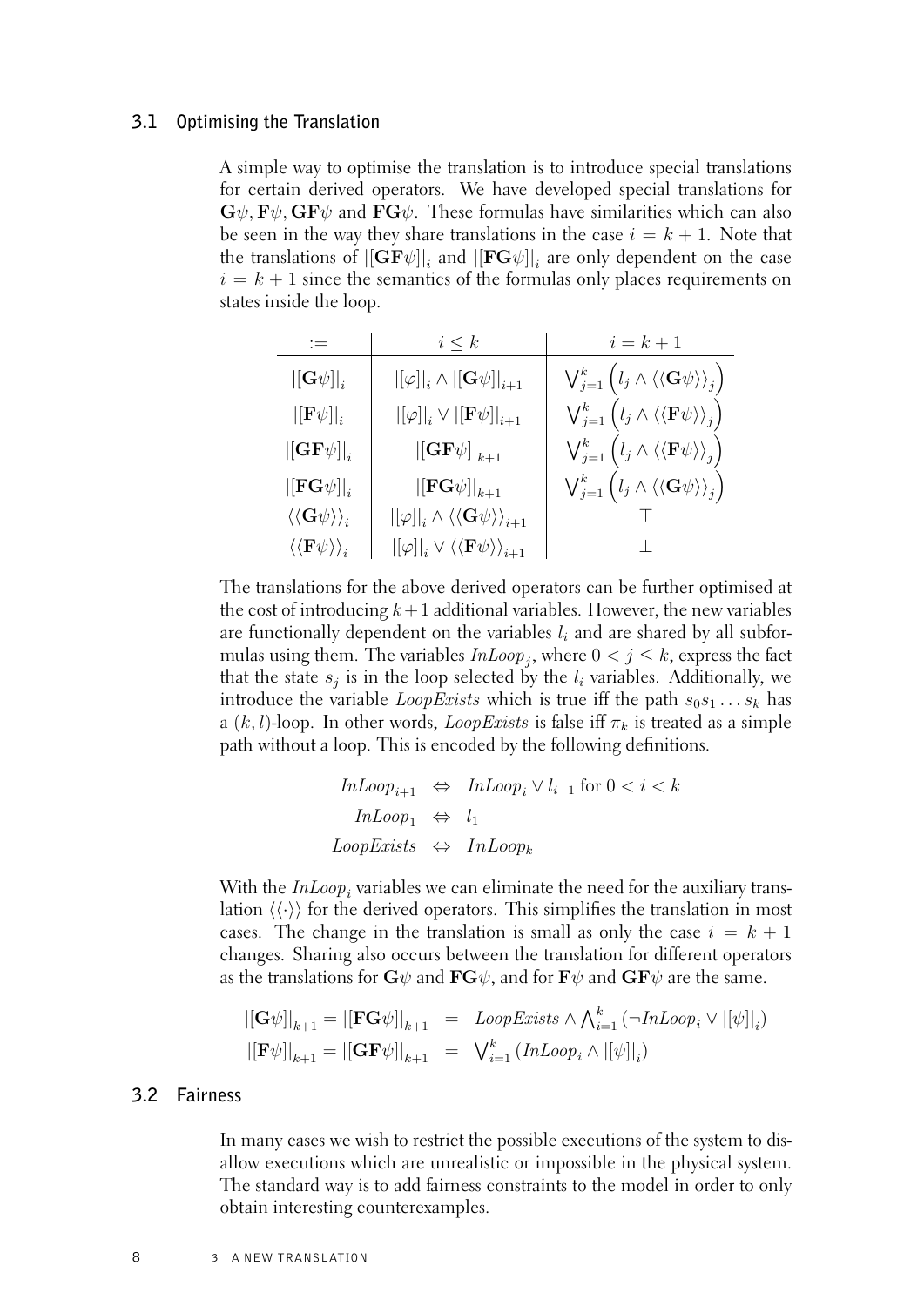### 3.1 Optimising the Translation

A simple way to optimise the translation is to introduce special translations for certain derived operators. We have developed special translations for $\mathbf{G}\psi, \mathbf{F}\psi, \mathbf{GF}\psi$ and $\mathbf{FG}\psi$. These formulas have similarities which can also be seen in the way they share translations in the case $i = k+1$. Note that the translations of $|[\mathbf{GF}\psi]|_i$ and $|[\mathbf{FG}\psi]|_i$ are only dependent on the case $i = k+1$ since the semantics of the formulas only places requirements on states inside the loop.

| $:=$ | $i \leq k$ | $i = k+1$ |
|---|---|---|
| $\lvert[\mathbf{G}\psi]\rvert_i$ | $\lvert[\varphi]\rvert_i \wedge \lvert[\mathbf{G}\psi]\rvert_{i+1}$ | $\bigvee_{j=1}^{k} \left( l_j \wedge \langle\langle \mathbf{G}\psi \rangle\rangle_j \right)$ |
| $\lvert[\mathbf{F}\psi]\rvert_i$ | $\lvert[\varphi]\rvert_i \vee \lvert[\mathbf{F}\psi]\rvert_{i+1}$ | $\bigvee_{j=1}^{k} \left( l_j \wedge \langle\langle \mathbf{F}\psi \rangle\rangle_j \right)$ |
| $\lvert[\mathbf{GF}\psi]\rvert_i$ | $\lvert[\mathbf{GF}\psi]\rvert_{k+1}$ | $\bigvee_{j=1}^{k} \left( l_j \wedge \langle\langle \mathbf{F}\psi \rangle\rangle_j \right)$ |
| $\lvert[\mathbf{FG}\psi]\rvert_i$ | $\lvert[\mathbf{FG}\psi]\rvert_{k+1}$ | $\bigvee_{j=1}^{k} \left( l_j \wedge \langle\langle \mathbf{G}\psi \rangle\rangle_j \right)$ |
| $\langle\langle \mathbf{G}\psi \rangle\rangle_i$ | $\lvert[\varphi]\rvert_i \wedge \langle\langle \mathbf{G}\psi \rangle\rangle_{i+1}$ | $\top$ |
| $\langle\langle \mathbf{F}\psi \rangle\rangle_i$ | $\lvert[\varphi]\rvert_i \vee \langle\langle \mathbf{F}\psi \rangle\rangle_{i+1}$ | $\bot$ |

The translations for the above derived operators can be further optimised at the cost of introducing $k+1$ additional variables. However, the new variables are functionally dependent on the variables $l_i$ and are shared by all subformulas using them. The variables $\mathit{InLoop}_j$, where $0 < j \leq k$, express the fact that the state $s_j$ is in the loop selected by the $l_i$ variables. Additionally, we introduce the variable $\mathit{LoopExists}$ which is true iff the path $s_0 s_1 \ldots s_k$ has a $(k,l)$-loop. In other words, $\mathit{LoopExists}$ is false iff $\pi_k$ is treated as a simple path without a loop. This is encoded by the following definitions.

$$
\begin{aligned}
\mathit{InLoop}_{i+1} &\Leftrightarrow \mathit{InLoop}_i \vee l_{i+1} \text{ for } 0 < i < k \\
\mathit{InLoop}_1 &\Leftrightarrow l_1 \\
\mathit{LoopExists} &\Leftrightarrow \mathit{InLoop}_k
\end{aligned}
$$

With the $\mathit{InLoop}_i$ variables we can eliminate the need for the auxiliary translation $\langle\langle \cdot \rangle\rangle$ for the derived operators. This simplifies the translation in most cases. The change in the translation is small as only the case $i = k+1$ changes. Sharing also occurs between the translation for different operators as the translations for $\mathbf{G}\psi$ and $\mathbf{FG}\psi$, and for $\mathbf{F}\psi$ and $\mathbf{GF}\psi$ are the same.

$$
\begin{aligned}
|[\mathbf{G}\psi]|_{k+1} = |[\mathbf{FG}\psi]|_{k+1} &= \mathit{LoopExists} \wedge \textstyle\bigwedge_{i=1}^{k} \left( \neg \mathit{InLoop}_i \vee |[\psi]|_i \right) \\
|[\mathbf{F}\psi]|_{k+1} = |[\mathbf{GF}\psi]|_{k+1} &= \textstyle\bigvee_{i=1}^{k} \left( \mathit{InLoop}_i \wedge |[\psi]|_i \right)
\end{aligned}
$$

### 3.2 Fairness

In many cases we wish to restrict the possible executions of the system to disallow executions which are unrealistic or impossible in the physical system. The standard way is to add fairness constraints to the model in order to only obtain interesting counterexamples.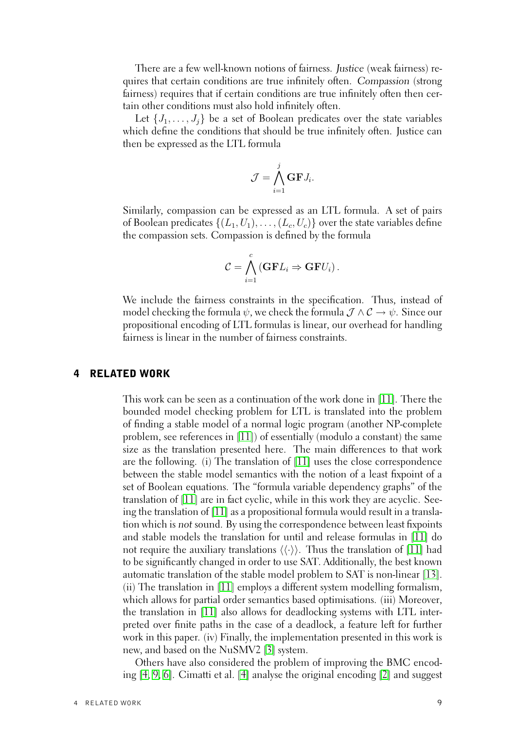There are a few well-known notions of fairness. *Justice* (weak fairness) requires that certain conditions are true infinitely often. *Compassion* (strong fairness) requires that if certain conditions are true infinitely often then certain other conditions must also hold infinitely often.

Let $\{J_1, \ldots, J_j\}$ be a set of Boolean predicates over the state variables which define the conditions that should be true infinitely often. Justice can then be expressed as the LTL formula

$$\mathcal{J} = \bigwedge_{i=1}^{j} \mathbf{GF} J_i.$$

Similarly, compassion can be expressed as an LTL formula. A set of pairs of Boolean predicates $\{(L_1, U_1), \ldots, (L_c, U_c)\}$ over the state variables define the compassion sets. Compassion is defined by the formula

$$\mathcal{C} = \bigwedge_{i=1}^{c} (\mathbf{GF} L_i \Rightarrow \mathbf{GF} U_i).$$

We include the fairness constraints in the specification. Thus, instead of model checking the formula $\psi$, we check the formula $\mathcal{J} \wedge \mathcal{C} \rightarrow \psi$. Since our propositional encoding of LTL formulas is linear, our overhead for handling fairness is linear in the number of fairness constraints.

## 4 RELATED WORK

This work can be seen as a continuation of the work done in [11]. There the bounded model checking problem for LTL is translated into the problem of finding a stable model of a normal logic program (another NP-complete problem, see references in [11]) of essentially (modulo a constant) the same size as the translation presented here. The main differences to that work are the following. (i) The translation of [11] uses the close correspondence between the stable model semantics with the notion of a least fixpoint of a set of Boolean equations. The "formula variable dependency graphs" of the translation of [11] are in fact cyclic, while in this work they are acyclic. Seeing the translation of [11] as a propositional formula would result in a translation which is *not* sound. By using the correspondence between least fixpoints and stable models the translation for until and release formulas in [11] do not require the auxiliary translations $\langle\langle\cdot\rangle\rangle$. Thus the translation of [11] had to be significantly changed in order to use SAT. Additionally, the best known automatic translation of the stable model problem to SAT is non-linear [13]. (ii) The translation in [11] employs a different system modelling formalism, which allows for partial order semantics based optimisations. (iii) Moreover, the translation in [11] also allows for deadlocking systems with LTL interpreted over finite paths in the case of a deadlock, a feature left for further work in this paper. (iv) Finally, the implementation presented in this work is new, and based on the NuSMV2 [3] system.

Others have also considered the problem of improving the BMC encoding [4, 9, 6]. Cimatti et al. [4] analyse the original encoding [2] and suggest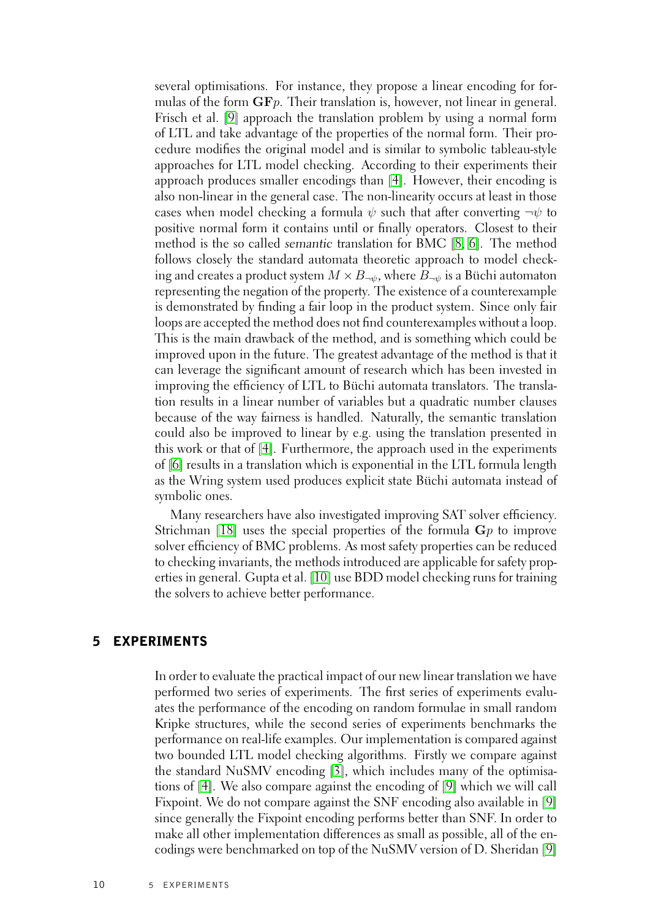several optimisations. For instance, they propose a linear encoding for formulas of the form $\mathbf{GF}p$. Their translation is, however, not linear in general. Frisch et al. [9] approach the translation problem by using a normal form of LTL and take advantage of the properties of the normal form. Their procedure modifies the original model and is similar to symbolic tableau-style approaches for LTL model checking. According to their experiments their approach produces smaller encodings than [4]. However, their encoding is also non-linear in the general case. The non-linearity occurs at least in those cases when model checking a formula $\psi$ such that after converting $\neg\psi$ to positive normal form it contains until or finally operators. Closest to their method is the so called *semantic* translation for BMC [8, 6]. The method follows closely the standard automata theoretic approach to model checking and creates a product system $M \times B_{\neg\psi}$, where $B_{\neg\psi}$ is a Büchi automaton representing the negation of the property. The existence of a counterexample is demonstrated by finding a fair loop in the product system. Since only fair loops are accepted the method does not find counterexamples without a loop. This is the main drawback of the method, and is something which could be improved upon in the future. The greatest advantage of the method is that it can leverage the significant amount of research which has been invested in improving the efficiency of LTL to Büchi automata translators. The translation results in a linear number of variables but a quadratic number clauses because of the way fairness is handled. Naturally, the semantic translation could also be improved to linear by e.g. using the translation presented in this work or that of [4]. Furthermore, the approach used in the experiments of [6] results in a translation which is exponential in the LTL formula length as the Wring system used produces explicit state Büchi automata instead of symbolic ones.

Many researchers have also investigated improving SAT solver efficiency. Strichman [18] uses the special properties of the formula $\mathbf{G}p$ to improve solver efficiency of BMC problems. As most safety properties can be reduced to checking invariants, the methods introduced are applicable for safety properties in general. Gupta et al. [10] use BDD model checking runs for training the solvers to achieve better performance.

## 5 EXPERIMENTS

In order to evaluate the practical impact of our new linear translation we have performed two series of experiments. The first series of experiments evaluates the performance of the encoding on random formulae in small random Kripke structures, while the second series of experiments benchmarks the performance on real-life examples. Our implementation is compared against two bounded LTL model checking algorithms. Firstly we compare against the standard NuSMV encoding [3], which includes many of the optimisations of [4]. We also compare against the encoding of [9] which we will call Fixpoint. We do not compare against the SNF encoding also available in [9] since generally the Fixpoint encoding performs better than SNF. In order to make all other implementation differences as small as possible, all of the encodings were benchmarked on top of the NuSMV version of D. Sheridan [9]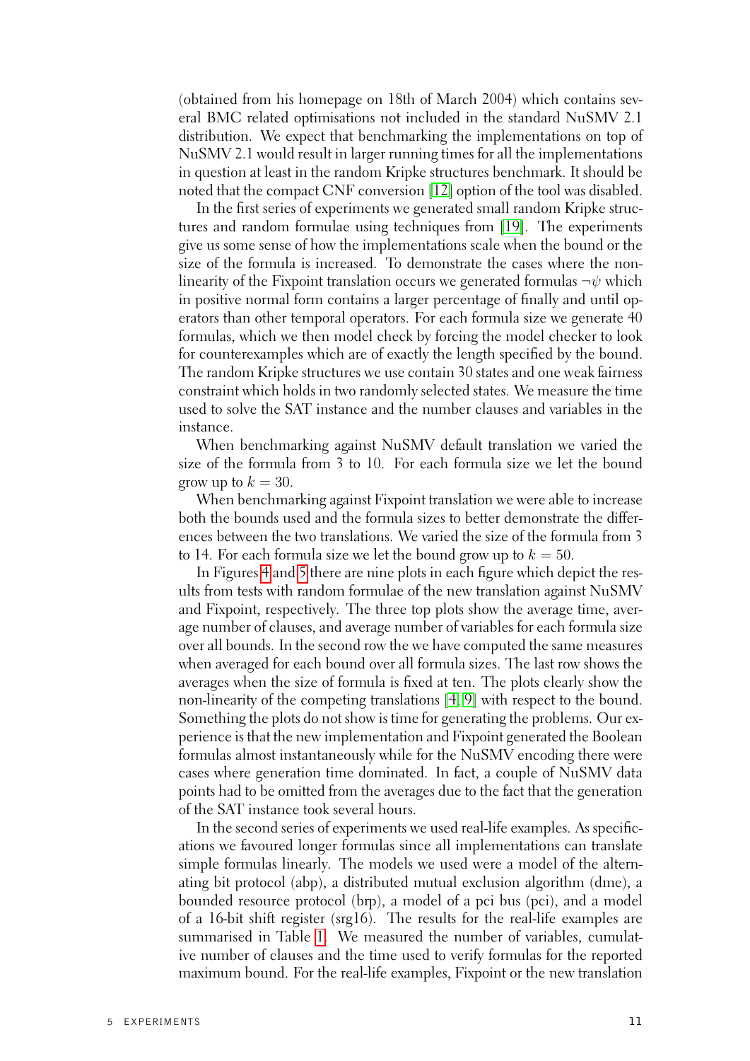(obtained from his homepage on 18th of March 2004) which contains several BMC related optimisations not included in the standard NuSMV 2.1 distribution. We expect that benchmarking the implementations on top of NuSMV 2.1 would result in larger running times for all the implementations in question at least in the random Kripke structures benchmark. It should be noted that the compact CNF conversion [12] option of the tool was disabled.

In the first series of experiments we generated small random Kripke structures and random formulae using techniques from [19]. The experiments give us some sense of how the implementations scale when the bound or the size of the formula is increased. To demonstrate the cases where the non-linearity of the Fixpoint translation occurs we generated formulas $\neg\psi$ which in positive normal form contains a larger percentage of finally and until operators than other temporal operators. For each formula size we generate 40 formulas, which we then model check by forcing the model checker to look for counterexamples which are of exactly the length specified by the bound. The random Kripke structures we use contain 30 states and one weak fairness constraint which holds in two randomly selected states. We measure the time used to solve the SAT instance and the number clauses and variables in the instance.

When benchmarking against NuSMV default translation we varied the size of the formula from 3 to 10. For each formula size we let the bound grow up to $k = 30$.

When benchmarking against Fixpoint translation we were able to increase both the bounds used and the formula sizes to better demonstrate the differences between the two translations. We varied the size of the formula from 3 to 14. For each formula size we let the bound grow up to $k = 50$.

In Figures 4 and 5 there are nine plots in each figure which depict the results from tests with random formulae of the new translation against NuSMV and Fixpoint, respectively. The three top plots show the average time, average number of clauses, and average number of variables for each formula size over all bounds. In the second row the we have computed the same measures when averaged for each bound over all formula sizes. The last row shows the averages when the size of formula is fixed at ten. The plots clearly show the non-linearity of the competing translations [4, 9] with respect to the bound. Something the plots do not show is time for generating the problems. Our experience is that the new implementation and Fixpoint generated the Boolean formulas almost instantaneously while for the NuSMV encoding there were cases where generation time dominated. In fact, a couple of NuSMV data points had to be omitted from the averages due to the fact that the generation of the SAT instance took several hours.

In the second series of experiments we used real-life examples. As specifications we favoured longer formulas since all implementations can translate simple formulas linearly. The models we used were a model of the alternating bit protocol (abp), a distributed mutual exclusion algorithm (dme), a bounded resource protocol (brp), a model of a pci bus (pci), and a model of a 16-bit shift register (srg16). The results for the real-life examples are summarised in Table 1. We measured the number of variables, cumulative number of clauses and the time used to verify formulas for the reported maximum bound. For the real-life examples, Fixpoint or the new translation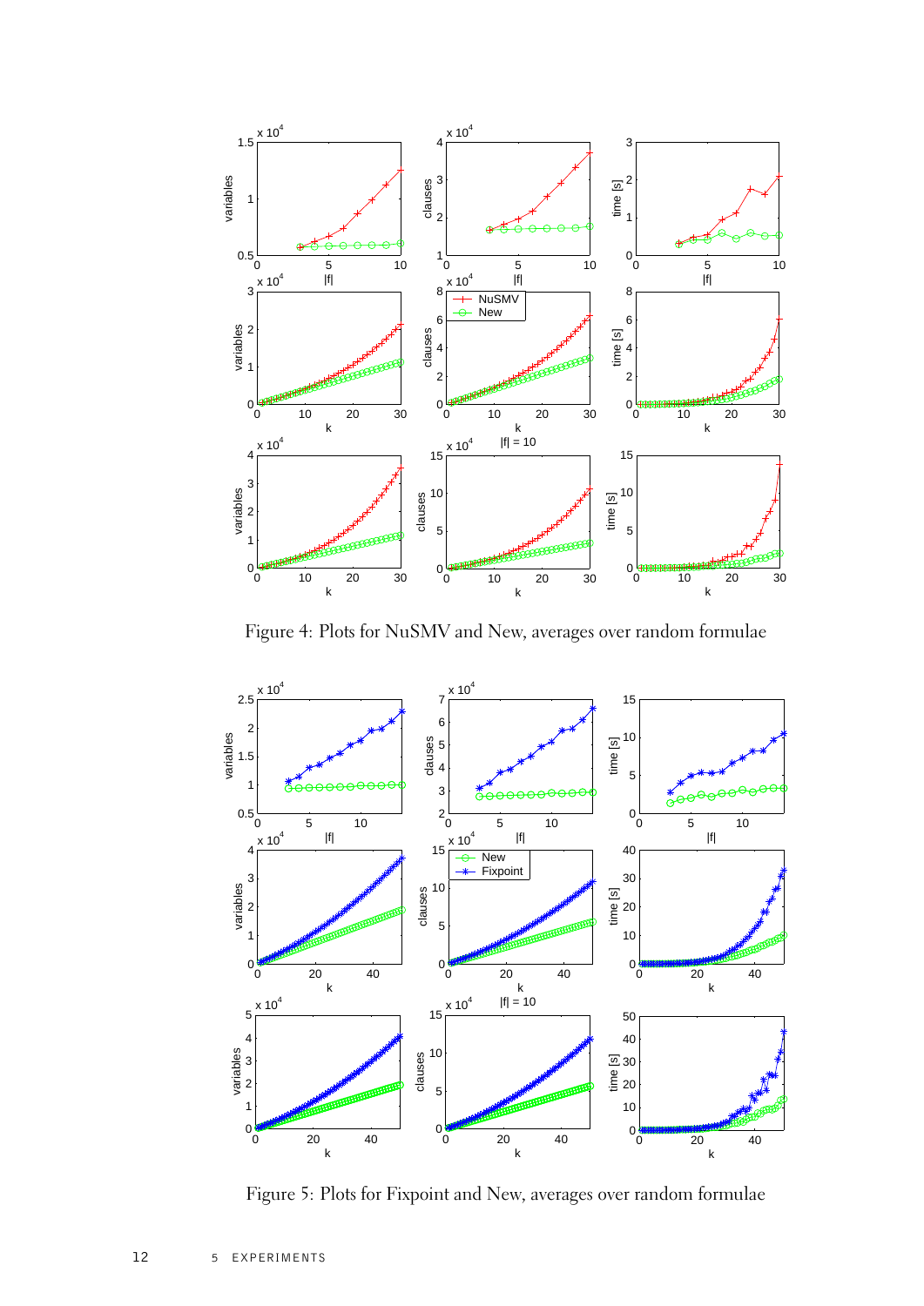Figure 4: Plots for NuSMV and New, averages over random formulae

Figure 5: Plots for Fixpoint and New, averages over random formulae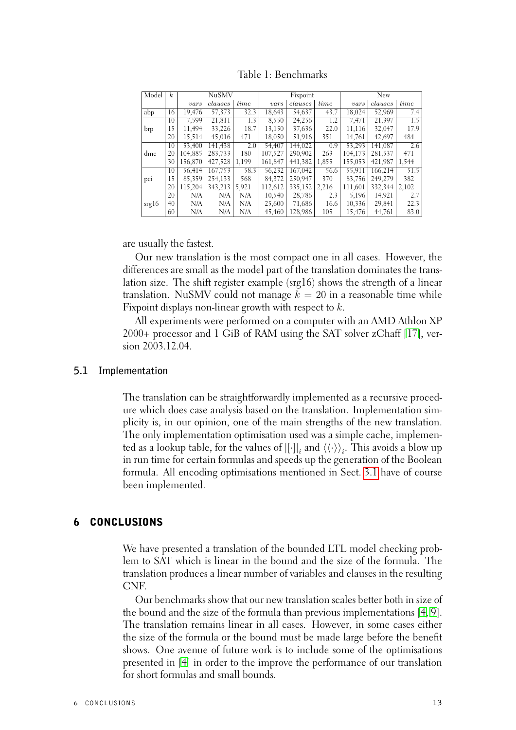Table 1: Benchmarks

| Model | $k$ | NuSMV | | | Fixpoint | | | New | | |
|---|---|---|---|---|---|---|---|---|---|---|
| | | *vars* | *clauses* | *time* | *vars* | *clauses* | *time* | *vars* | *clauses* | *time* |
| abp | 16 | 19,476 | 57,373 | 32.3 | 18,643 | 54,637 | 43.7 | 18,024 | 52,969 | 7.4 |
| brp | 10 | 7,599 | 21,811 | 1.3 | 8,550 | 24,256 | 1.2 | 7,471 | 21,397 | 1.5 |
| | 15 | 11,494 | 33,226 | 18.7 | 13,150 | 37,636 | 22.0 | 11,116 | 32,047 | 17.9 |
| | 20 | 15,514 | 45,016 | 471 | 18,050 | 51,916 | 351 | 14,761 | 42,697 | 484 |
| dme | 10 | 53,400 | 141,438 | 2.0 | 54,407 | 144,022 | 0.9 | 53,293 | 141,087 | 2.6 |
| | 20 | 104,885 | 283,733 | 180 | 107,527 | 290,902 | 263 | 104,173 | 281,537 | 471 |
| | 30 | 156,870 | 427,528 | 1,199 | 161,847 | 441,382 | 1,855 | 155,053 | 421,987 | 1,544 |
| pci | 10 | 56,414 | 167,753 | 58.3 | 56,232 | 167,042 | 56.6 | 55,911 | 166,214 | 51.5 |
| | 15 | 85,359 | 254,133 | 568 | 84,372 | 250,947 | 370 | 83,756 | 249,279 | 382 |
| | 20 | 115,204 | 343,213 | 5,921 | 112,612 | 335,152 | 2,216 | 111,601 | 332,344 | 2,102 |
| srg16 | 20 | N/A | N/A | N/A | 10,540 | 28,786 | 2.3 | 5,196 | 14,921 | 2.7 |
| | 40 | N/A | N/A | N/A | 25,600 | 71,686 | 16.6 | 10,336 | 29,841 | 22.3 |
| | 60 | N/A | N/A | N/A | 45,460 | 128,986 | 105 | 15,476 | 44,761 | 83.0 |

are usually the fastest.

Our new translation is the most compact one in all cases. However, the differences are small as the model part of the translation dominates the translation size. The shift register example (srg16) shows the strength of a linear translation. NuSMV could not manage $k = 20$ in a reasonable time while Fixpoint displays non-linear growth with respect to $k$.

All experiments were performed on a computer with an AMD Athlon XP 2000+ processor and 1 GiB of RAM using the SAT solver zChaff [17], version 2003.12.04.

### 5.1 Implementation

The translation can be straightforwardly implemented as a recursive procedure which does case analysis based on the translation. Implementation simplicity is, in our opinion, one of the main strengths of the new translation. The only implementation optimisation used was a simple cache, implemented as a lookup table, for the values of $|[\cdot]|_i$ and $\langle\langle\cdot\rangle\rangle_i$. This avoids a blow up in run time for certain formulas and speeds up the generation of the Boolean formula. All encoding optimisations mentioned in Sect. 3.1 have of course been implemented.

## 6 CONCLUSIONS

We have presented a translation of the bounded LTL model checking problem to SAT which is linear in the bound and the size of the formula. The translation produces a linear number of variables and clauses in the resulting CNF.

Our benchmarks show that our new translation scales better both in size of the bound and the size of the formula than previous implementations [4, 9]. The translation remains linear in all cases. However, in some cases either the size of the formula or the bound must be made large before the benefit shows. One avenue of future work is to include some of the optimisations presented in [4] in order to the improve the performance of our translation for short formulas and small bounds.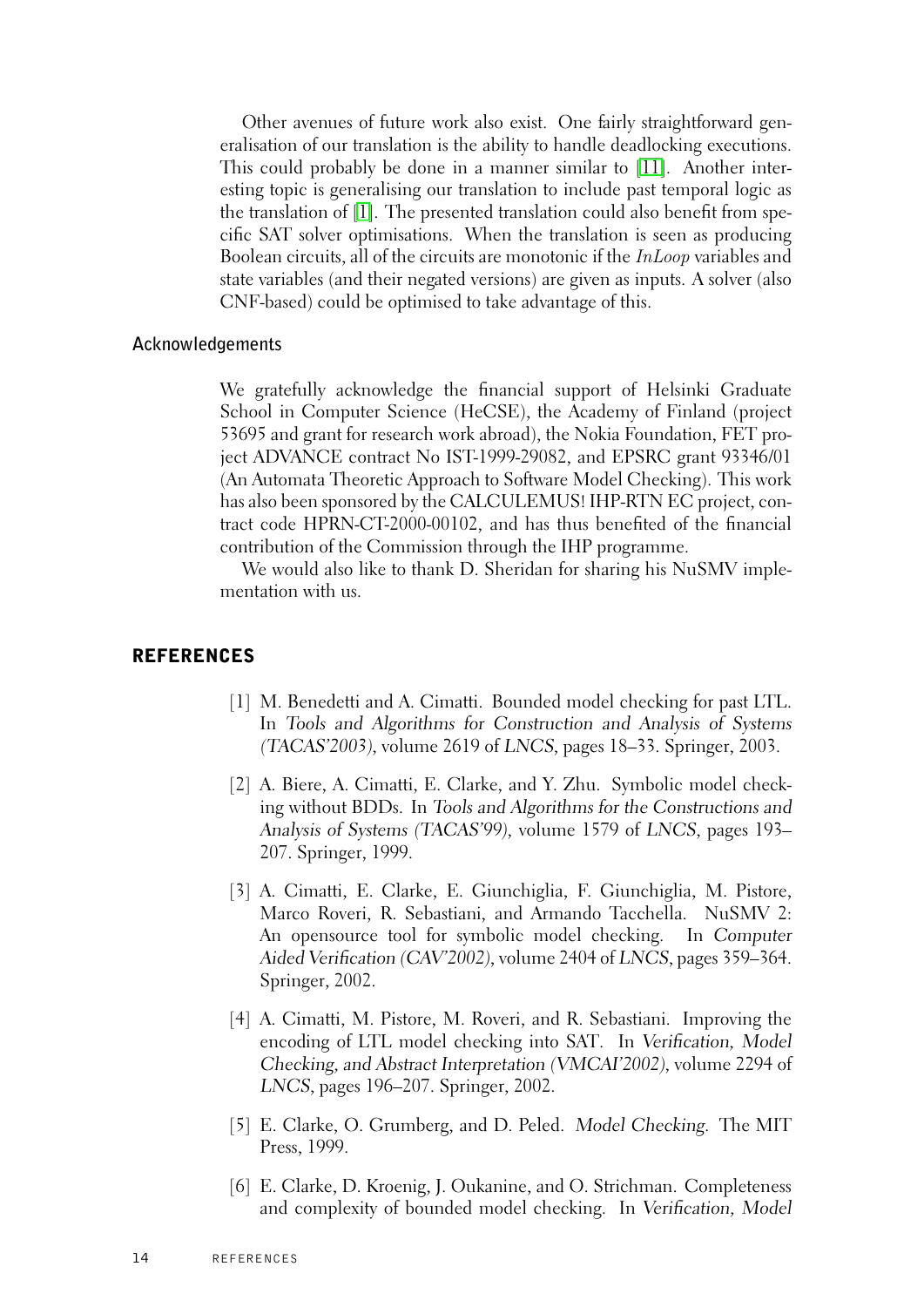Other avenues of future work also exist. One fairly straightforward generalisation of our translation is the ability to handle deadlocking executions. This could probably be done in a manner similar to [11]. Another interesting topic is generalising our translation to include past temporal logic as the translation of [1]. The presented translation could also benefit from specific SAT solver optimisations. When the translation is seen as producing Boolean circuits, all of the circuits are monotonic if the *InLoop* variables and state variables (and their negated versions) are given as inputs. A solver (also CNF-based) could be optimised to take advantage of this.

### Acknowledgements

We gratefully acknowledge the financial support of Helsinki Graduate School in Computer Science (HeCSE), the Academy of Finland (project 53695 and grant for research work abroad), the Nokia Foundation, FET project ADVANCE contract No IST-1999-29082, and EPSRC grant 93346/01 (An Automata Theoretic Approach to Software Model Checking). This work has also been sponsored by the CALCULEMUS! IHP-RTN EC project, contract code HPRN-CT-2000-00102, and has thus benefited of the financial contribution of the Commission through the IHP programme.

We would also like to thank D. Sheridan for sharing his NuSMV implementation with us.

## REFERENCES

[1] M. Benedetti and A. Cimatti. Bounded model checking for past LTL. In *Tools and Algorithms for Construction and Analysis of Systems (TACAS'2003)*, volume 2619 of *LNCS*, pages 18–33. Springer, 2003.

[2] A. Biere, A. Cimatti, E. Clarke, and Y. Zhu. Symbolic model checking without BDDs. In *Tools and Algorithms for the Constructions and Analysis of Systems (TACAS'99)*, volume 1579 of *LNCS*, pages 193–207. Springer, 1999.

[3] A. Cimatti, E. Clarke, E. Giunchiglia, F. Giunchiglia, M. Pistore, Marco Roveri, R. Sebastiani, and Armando Tacchella. NuSMV 2: An opensource tool for symbolic model checking. In *Computer Aided Verification (CAV'2002)*, volume 2404 of *LNCS*, pages 359–364. Springer, 2002.

[4] A. Cimatti, M. Pistore, M. Roveri, and R. Sebastiani. Improving the encoding of LTL model checking into SAT. In *Verification, Model Checking, and Abstract Interpretation (VMCAI'2002)*, volume 2294 of *LNCS*, pages 196–207. Springer, 2002.

[5] E. Clarke, O. Grumberg, and D. Peled. *Model Checking*. The MIT Press, 1999.

[6] E. Clarke, D. Kroenig, J. Oukanine, and O. Strichman. Completeness and complexity of bounded model checking. In *Verification, Model*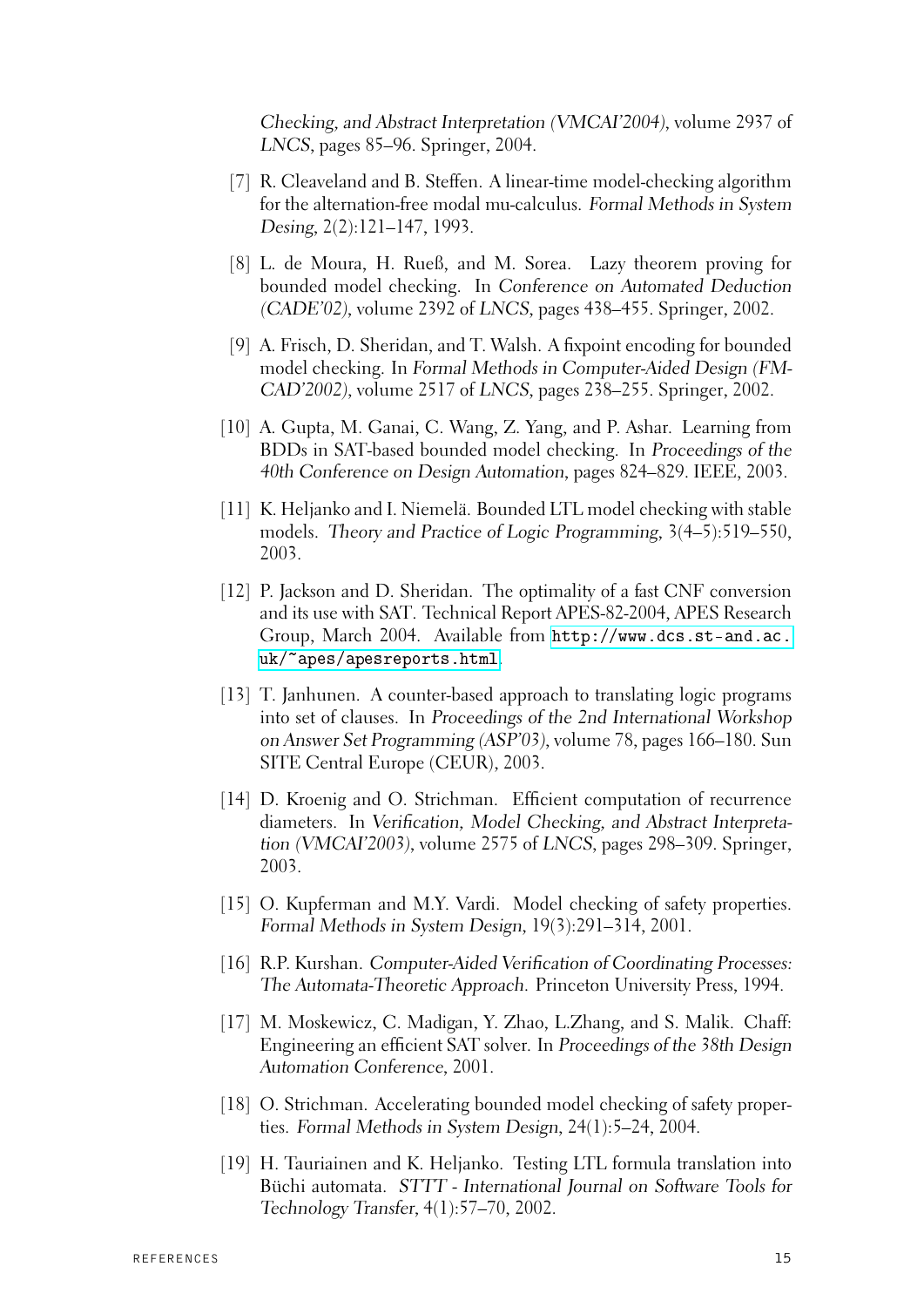*Checking, and Abstract Interpretation (VMCAI'2004)*, volume 2937 of *LNCS*, pages 85–96. Springer, 2004.

[7] R. Cleaveland and B. Steffen. A linear-time model-checking algorithm for the alternation-free modal mu-calculus. *Formal Methods in System Desing*, 2(2):121–147, 1993.

[8] L. de Moura, H. Rueß, and M. Sorea. Lazy theorem proving for bounded model checking. In *Conference on Automated Deduction (CADE'02)*, volume 2392 of *LNCS*, pages 438–455. Springer, 2002.

[9] A. Frisch, D. Sheridan, and T. Walsh. A fixpoint encoding for bounded model checking. In *Formal Methods in Computer-Aided Design (FMCAD'2002)*, volume 2517 of *LNCS*, pages 238–255. Springer, 2002.

[10] A. Gupta, M. Ganai, C. Wang, Z. Yang, and P. Ashar. Learning from BDDs in SAT-based bounded model checking. In *Proceedings of the 40th Conference on Design Automation*, pages 824–829. IEEE, 2003.

[11] K. Heljanko and I. Niemelä. Bounded LTL model checking with stable models. *Theory and Practice of Logic Programming*, 3(4–5):519–550, 2003.

[12] P. Jackson and D. Sheridan. The optimality of a fast CNF conversion and its use with SAT. Technical Report APES-82-2004, APES Research Group, March 2004. Available from http://www.dcs.st-and.ac.uk/~apes/apesreports.html.

[13] T. Janhunen. A counter-based approach to translating logic programs into set of clauses. In *Proceedings of the 2nd International Workshop on Answer Set Programming (ASP'03)*, volume 78, pages 166–180. Sun SITE Central Europe (CEUR), 2003.

[14] D. Kroenig and O. Strichman. Efficient computation of recurrence diameters. In *Verification, Model Checking, and Abstract Interpretation (VMCAI'2003)*, volume 2575 of *LNCS*, pages 298–309. Springer, 2003.

[15] O. Kupferman and M.Y. Vardi. Model checking of safety properties. *Formal Methods in System Design*, 19(3):291–314, 2001.

[16] R.P. Kurshan. *Computer-Aided Verification of Coordinating Processes: The Automata-Theoretic Approach*. Princeton University Press, 1994.

[17] M. Moskewicz, C. Madigan, Y. Zhao, L.Zhang, and S. Malik. Chaff: Engineering an efficient SAT solver. In *Proceedings of the 38th Design Automation Conference*, 2001.

[18] O. Strichman. Accelerating bounded model checking of safety properties. *Formal Methods in System Design*, 24(1):5–24, 2004.

[19] H. Tauriainen and K. Heljanko. Testing LTL formula translation into Büchi automata. *STTT - International Journal on Software Tools for Technology Transfer*, 4(1):57–70, 2002.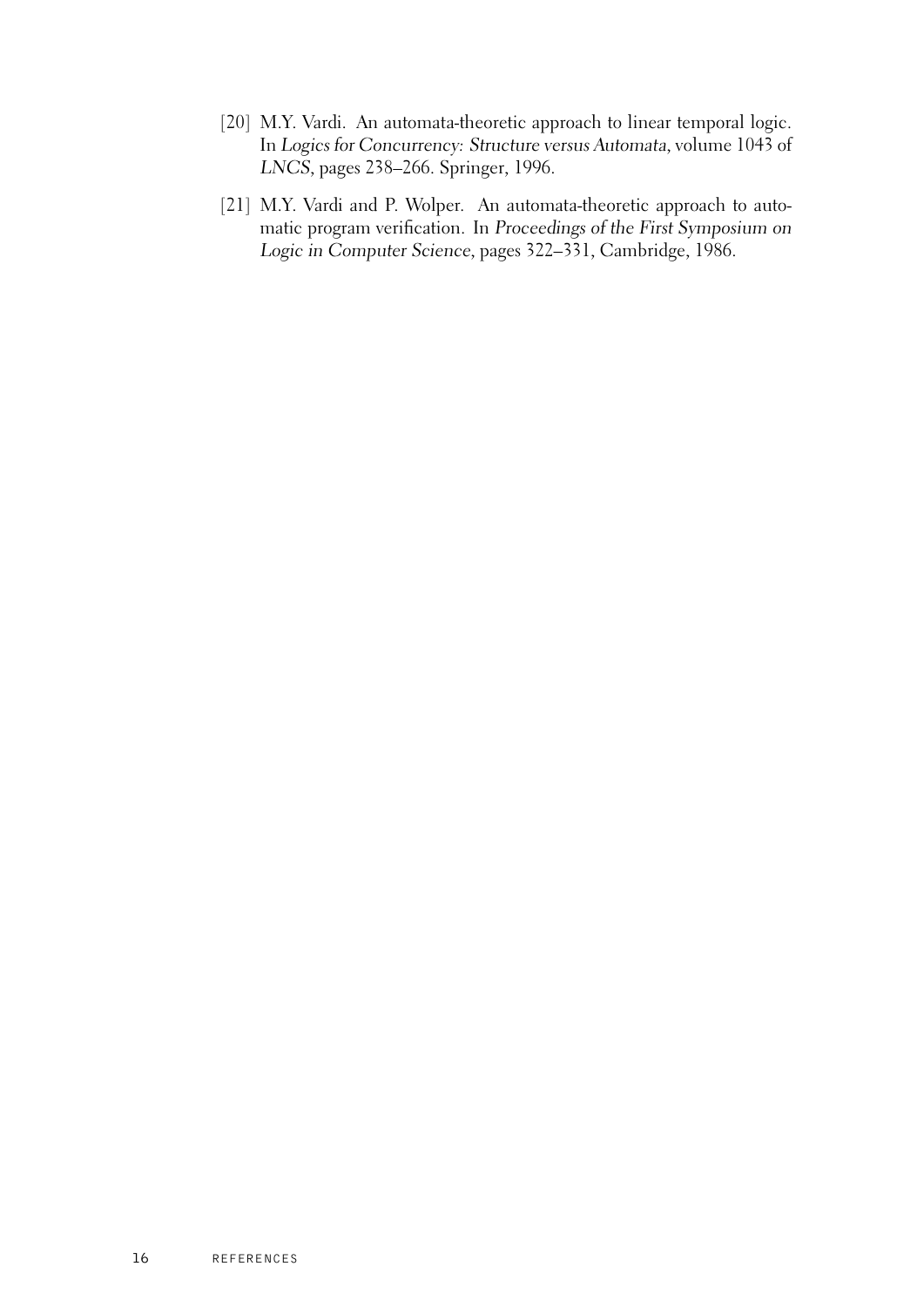[20] M.Y. Vardi. An automata-theoretic approach to linear temporal logic. In *Logics for Concurrency: Structure versus Automata*, volume 1043 of *LNCS*, pages 238–266. Springer, 1996.

[21] M.Y. Vardi and P. Wolper. An automata-theoretic approach to automatic program verification. In *Proceedings of the First Symposium on Logic in Computer Science*, pages 322–331, Cambridge, 1986.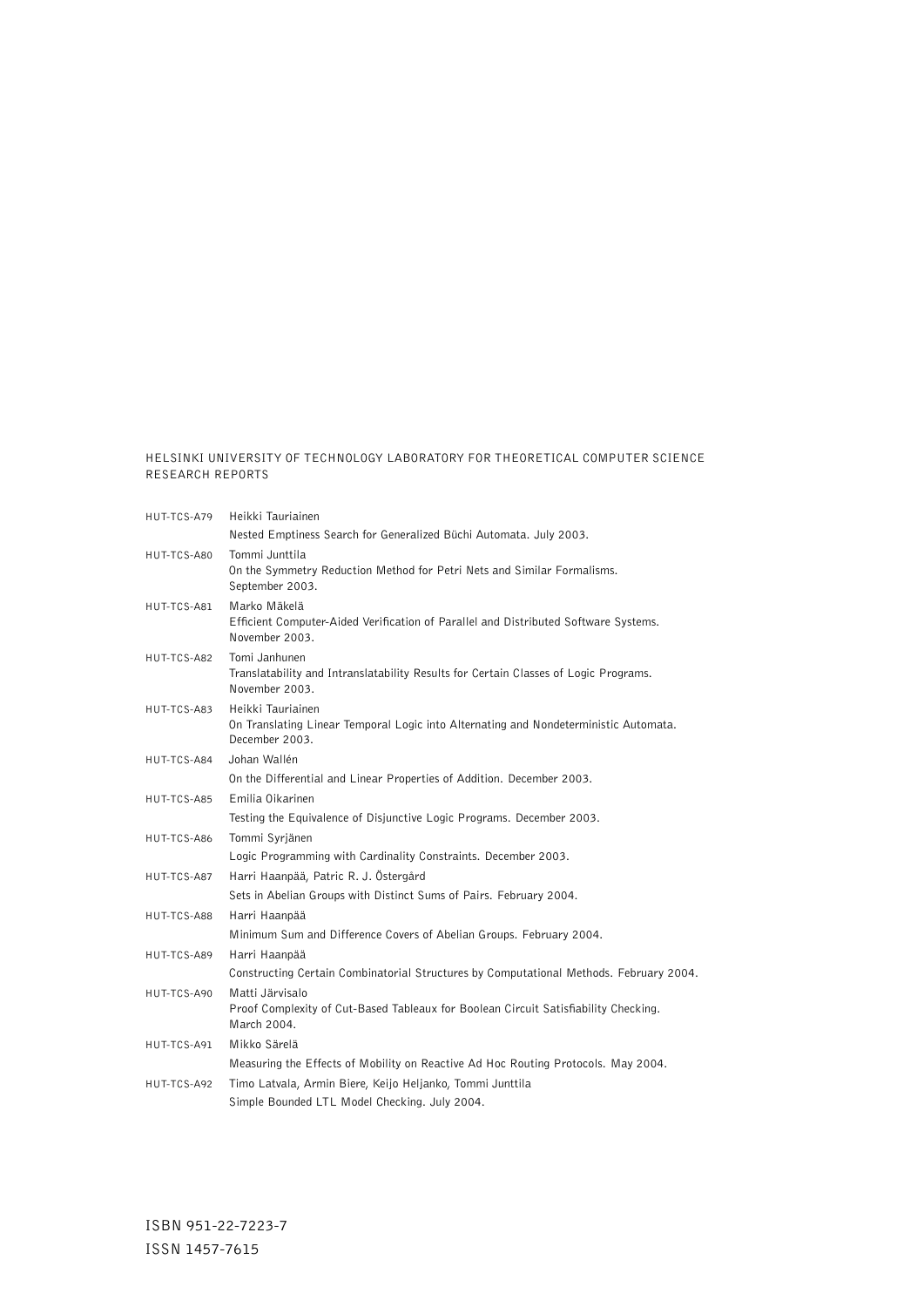HELSINKI UNIVERSITY OF TECHNOLOGY LABORATORY FOR THEORETICAL COMPUTER SCIENCE
RESEARCH REPORTS

| | |
|---|---|
| HUT-TCS-A79 | Heikki Tauriainen<br>Nested Emptiness Search for Generalized Büchi Automata. July 2003. |
| HUT-TCS-A80 | Tommi Junttila<br>On the Symmetry Reduction Method for Petri Nets and Similar Formalisms. September 2003. |
| HUT-TCS-A81 | Marko Mäkelä<br>Efficient Computer-Aided Verification of Parallel and Distributed Software Systems. November 2003. |
| HUT-TCS-A82 | Tomi Janhunen<br>Translatability and Intranslatability Results for Certain Classes of Logic Programs. November 2003. |
| HUT-TCS-A83 | Heikki Tauriainen<br>On Translating Linear Temporal Logic into Alternating and Nondeterministic Automata. December 2003. |
| HUT-TCS-A84 | Johan Wallén<br>On the Differential and Linear Properties of Addition. December 2003. |
| HUT-TCS-A85 | Emilia Oikarinen<br>Testing the Equivalence of Disjunctive Logic Programs. December 2003. |
| HUT-TCS-A86 | Tommi Syrjänen<br>Logic Programming with Cardinality Constraints. December 2003. |
| HUT-TCS-A87 | Harri Haanpää, Patric R. J. Östergård<br>Sets in Abelian Groups with Distinct Sums of Pairs. February 2004. |
| HUT-TCS-A88 | Harri Haanpää<br>Minimum Sum and Difference Covers of Abelian Groups. February 2004. |
| HUT-TCS-A89 | Harri Haanpää<br>Constructing Certain Combinatorial Structures by Computational Methods. February 2004. |
| HUT-TCS-A90 | Matti Järvisalo<br>Proof Complexity of Cut-Based Tableaux for Boolean Circuit Satisfiability Checking. March 2004. |
| HUT-TCS-A91 | Mikko Särelä<br>Measuring the Effects of Mobility on Reactive Ad Hoc Routing Protocols. May 2004. |
| HUT-TCS-A92 | Timo Latvala, Armin Biere, Keijo Heljanko, Tommi Junttila<br>Simple Bounded LTL Model Checking. July 2004. |

ISBN 951-22-7223-7
ISSN 1457-7615